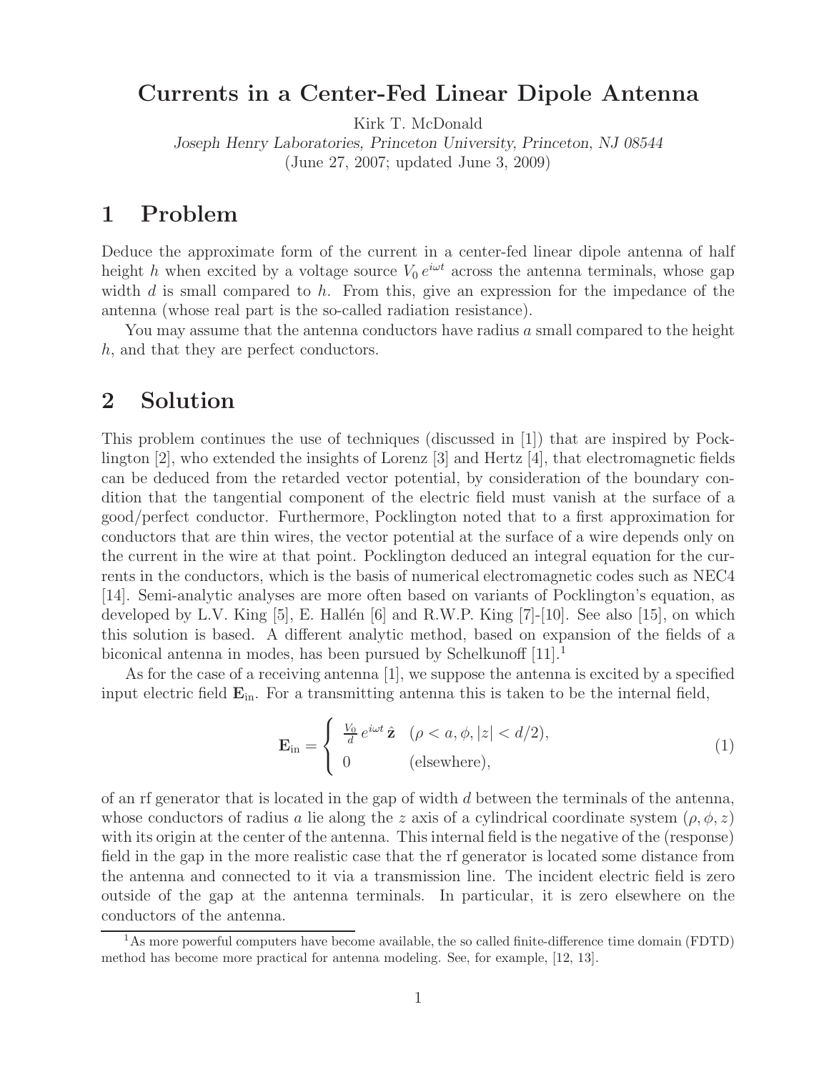# Currents in a Center-Fed Linear Dipole Antenna

Kirk T. McDonald

*Joseph Henry Laboratories, Princeton University, Princeton, NJ 08544*

(June 27, 2007; updated June 3, 2009)

## 1 Problem

Deduce the approximate form of the current in a center-fed linear dipole antenna of half height $h$ when excited by a voltage source $V_0 \, e^{i\omega t}$ across the antenna terminals, whose gap width $d$ is small compared to $h$. From this, give an expression for the impedance of the antenna (whose real part is the so-called radiation resistance).

You may assume that the antenna conductors have radius $a$ small compared to the height $h$, and that they are perfect conductors.

## 2 Solution

This problem continues the use of techniques (discussed in [1]) that are inspired by Pocklington [2], who extended the insights of Lorenz [3] and Hertz [4], that electromagnetic fields can be deduced from the retarded vector potential, by consideration of the boundary condition that the tangential component of the electric field must vanish at the surface of a good/perfect conductor. Furthermore, Pocklington noted that to a first approximation for conductors that are thin wires, the vector potential at the surface of a wire depends only on the current in the wire at that point. Pocklington deduced an integral equation for the currents in the conductors, which is the basis of numerical electromagnetic codes such as NEC4 [14]. Semi-analytic analyses are more often based on variants of Pocklington's equation, as developed by L.V. King [5], E. Hallén [6] and R.W.P. King [7]-[10]. See also [15], on which this solution is based. A different analytic method, based on expansion of the fields of a biconical antenna in modes, has been pursued by Schelkunoff [11].[1]

As for the case of a receiving antenna [1], we suppose the antenna is excited by a specified input electric field $\mathbf{E}_{\rm in}$. For a transmitting antenna this is taken to be the internal field,

$$
\mathbf{E}_{\rm in} = \begin{cases} \frac{V_0}{d} \, e^{i\omega t} \, \hat{\mathbf{z}} & (\rho < a, \phi, |z| < d/2), \\ 0 & (\text{elsewhere}), \end{cases} \tag{1}
$$

of an rf generator that is located in the gap of width $d$ between the terminals of the antenna, whose conductors of radius $a$ lie along the $z$ axis of a cylindrical coordinate system $(\rho, \phi, z)$ with its origin at the center of the antenna. This internal field is the negative of the (response) field in the gap in the more realistic case that the rf generator is located some distance from the antenna and connected to it via a transmission line. The incident electric field is zero outside of the gap at the antenna terminals. In particular, it is zero elsewhere on the conductors of the antenna.

[1] As more powerful computers have become available, the so called finite-difference time domain (FDTD) method has become more practical for antenna modeling. See, for example, [12, 13].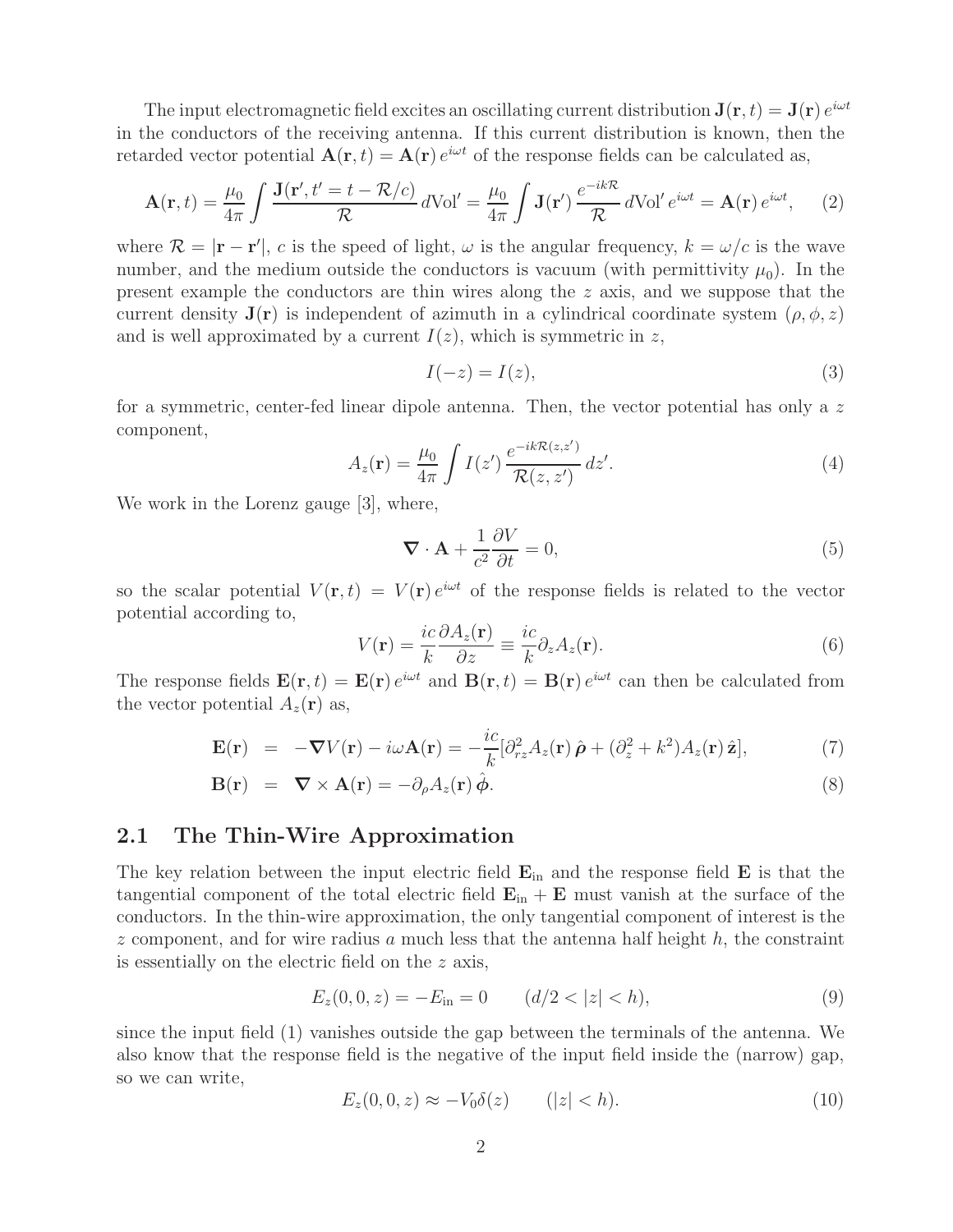The input electromagnetic field excites an oscillating current distribution $\mathbf{J}(\mathbf{r},t) = \mathbf{J}(\mathbf{r})\, e^{i\omega t}$ in the conductors of the receiving antenna. If this current distribution is known, then the retarded vector potential $\mathbf{A}(\mathbf{r},t) = \mathbf{A}(\mathbf{r})\, e^{i\omega t}$ of the response fields can be calculated as,

$$\mathbf{A}(\mathbf{r},t) = \frac{\mu_0}{4\pi} \int \frac{\mathbf{J}(\mathbf{r}', t' = t - \mathcal{R}/c)}{\mathcal{R}}\, d\text{Vol}' = \frac{\mu_0}{4\pi} \int \mathbf{J}(\mathbf{r}')\, \frac{e^{-ik\mathcal{R}}}{\mathcal{R}}\, d\text{Vol}'\, e^{i\omega t} = \mathbf{A}(\mathbf{r})\, e^{i\omega t}, \tag{2}$$

where $\mathcal{R} = |\mathbf{r} - \mathbf{r}'|$, $c$ is the speed of light, $\omega$ is the angular frequency, $k = \omega/c$ is the wave number, and the medium outside the conductors is vacuum (with permittivity $\mu_0$). In the present example the conductors are thin wires along the $z$ axis, and we suppose that the current density $\mathbf{J}(\mathbf{r})$ is independent of azimuth in a cylindrical coordinate system $(\rho, \phi, z)$ and is well approximated by a current $I(z)$, which is symmetric in $z$,

$$I(-z) = I(z), \tag{3}$$

for a symmetric, center-fed linear dipole antenna. Then, the vector potential has only a $z$ component,

$$A_z(\mathbf{r}) = \frac{\mu_0}{4\pi} \int I(z')\, \frac{e^{-ik\mathcal{R}(z,z')}}{\mathcal{R}(z,z')}\, dz'. \tag{4}$$

We work in the Lorenz gauge [3], where,

$$\boldsymbol{\nabla} \cdot \mathbf{A} + \frac{1}{c^2} \frac{\partial V}{\partial t} = 0, \tag{5}$$

so the scalar potential $V(\mathbf{r},t) = V(\mathbf{r})\, e^{i\omega t}$ of the response fields is related to the vector potential according to,

$$V(\mathbf{r}) = \frac{ic}{k} \frac{\partial A_z(\mathbf{r})}{\partial z} \equiv \frac{ic}{k} \partial_z A_z(\mathbf{r}). \tag{6}$$

The response fields $\mathbf{E}(\mathbf{r},t) = \mathbf{E}(\mathbf{r})\, e^{i\omega t}$ and $\mathbf{B}(\mathbf{r},t) = \mathbf{B}(\mathbf{r})\, e^{i\omega t}$ can then be calculated from the vector potential $A_z(\mathbf{r})$ as,

$$\mathbf{E}(\mathbf{r}) = -\boldsymbol{\nabla} V(\mathbf{r}) - i\omega \mathbf{A}(\mathbf{r}) = -\frac{ic}{k}[\partial^2_{rz} A_z(\mathbf{r})\, \hat{\boldsymbol{\rho}} + (\partial^2_z + k^2) A_z(\mathbf{r})\, \hat{\mathbf{z}}], \tag{7}$$

$$\mathbf{B}(\mathbf{r}) = \boldsymbol{\nabla} \times \mathbf{A}(\mathbf{r}) = -\partial_\rho A_z(\mathbf{r})\, \hat{\boldsymbol{\phi}}. \tag{8}$$

## 2.1 The Thin-Wire Approximation

The key relation between the input electric field $\mathbf{E}_{\text{in}}$ and the response field $\mathbf{E}$ is that the tangential component of the total electric field $\mathbf{E}_{\text{in}} + \mathbf{E}$ must vanish at the surface of the conductors. In the thin-wire approximation, the only tangential component of interest is the $z$ component, and for wire radius $a$ much less that the antenna half height $h$, the constraint is essentially on the electric field on the $z$ axis,

$$E_z(0,0,z) = -E_{\text{in}} = 0 \qquad (d/2 < |z| < h), \tag{9}$$

since the input field (1) vanishes outside the gap between the terminals of the antenna. We also know that the response field is the negative of the input field inside the (narrow) gap, so we can write,

$$E_z(0,0,z) \approx -V_0 \delta(z) \qquad (|z| < h). \tag{10}$$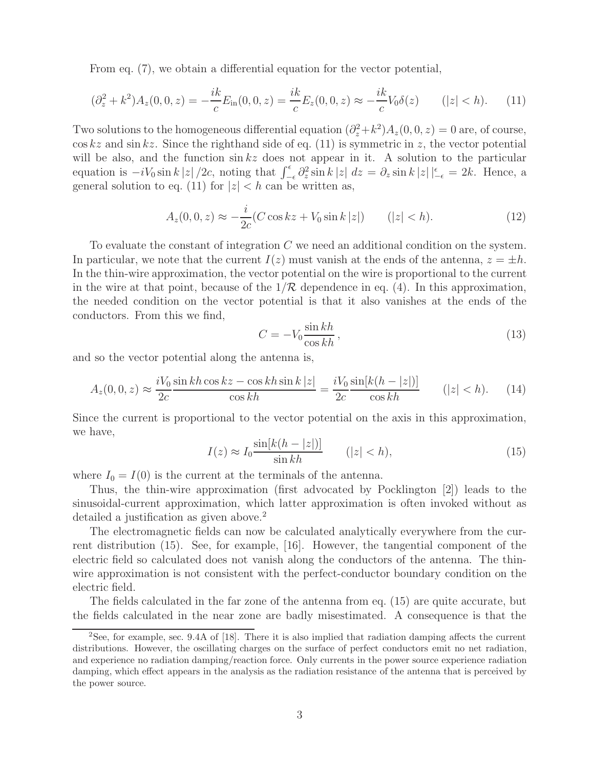From eq. (7), we obtain a differential equation for the vector potential,

$$(\partial_z^2 + k^2)A_z(0,0,z) = -\frac{ik}{c}E_{\rm in}(0,0,z) = \frac{ik}{c}E_z(0,0,z) \approx -\frac{ik}{c}V_0\delta(z) \qquad (|z| < h). \tag{11}$$

Two solutions to the homogeneous differential equation $(\partial_z^2 + k^2)A_z(0,0,z) = 0$ are, of course, $\cos kz$ and $\sin kz$. Since the righthand side of eq. (11) is symmetric in $z$, the vector potential will be also, and the function $\sin kz$ does not appear in it. A solution to the particular equation is $-iV_0 \sin k\,|z|\,/2c$, noting that $\int_{-\epsilon}^{\epsilon} \partial_z^2 \sin k\,|z|\; dz = \partial_z \sin k\,|z|\,|_{-\epsilon}^{\epsilon} = 2k$. Hence, a general solution to eq. (11) for $|z| < h$ can be written as,

$$A_z(0,0,z) \approx -\frac{i}{2c}(C\cos kz + V_0 \sin k\,|z|) \qquad (|z| < h). \tag{12}$$

To evaluate the constant of integration $C$ we need an additional condition on the system. In particular, we note that the current $I(z)$ must vanish at the ends of the antenna, $z = \pm h$. In the thin-wire approximation, the vector potential on the wire is proportional to the current in the wire at that point, because of the $1/\mathcal{R}$ dependence in eq. (4). In this approximation, the needed condition on the vector potential is that it also vanishes at the ends of the conductors. From this we find,

$$C = -V_0 \frac{\sin kh}{\cos kh}, \tag{13}$$

and so the vector potential along the antenna is,

$$A_z(0,0,z) \approx \frac{iV_0}{2c}\frac{\sin kh \cos kz - \cos kh \sin k\,|z|}{\cos kh} = \frac{iV_0}{2c}\frac{\sin[k(h - |z|)]}{\cos kh} \qquad (|z| < h). \tag{14}$$

Since the current is proportional to the vector potential on the axis in this approximation, we have,

$$I(z) \approx I_0 \frac{\sin[k(h - |z|)]}{\sin kh} \qquad (|z| < h), \tag{15}$$

where $I_0 = I(0)$ is the current at the terminals of the antenna.

Thus, the thin-wire approximation (first advocated by Pocklington [2]) leads to the sinusoidal-current approximation, which latter approximation is often invoked without as detailed a justification as given above.[2]

The electromagnetic fields can now be calculated analytically everywhere from the current distribution (15). See, for example, [16]. However, the tangential component of the electric field so calculated does not vanish along the conductors of the antenna. The thin-wire approximation is not consistent with the perfect-conductor boundary condition on the electric field.

The fields calculated in the far zone of the antenna from eq. (15) are quite accurate, but the fields calculated in the near zone are badly misestimated. A consequence is that the

[2] See, for example, sec. 9.4A of [18]. There it is also implied that radiation damping affects the current distributions. However, the oscillating charges on the surface of perfect conductors emit no net radiation, and experience no radiation damping/reaction force. Only currents in the power source experience radiation damping, which effect appears in the analysis as the radiation resistance of the antenna that is perceived by the power source.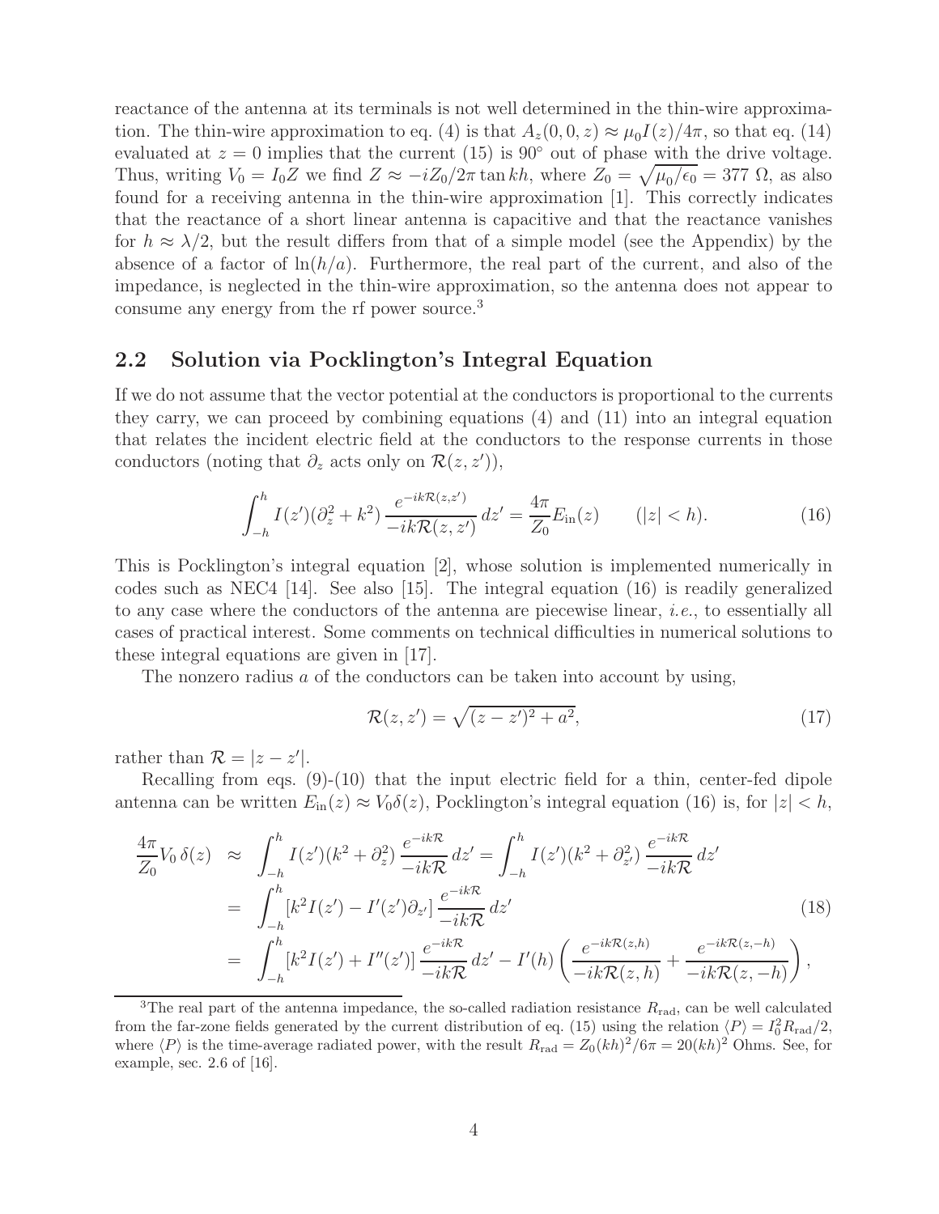reactance of the antenna at its terminals is not well determined in the thin-wire approximation. The thin-wire approximation to eq. (4) is that $A_z(0, 0, z) \approx \mu_0 I(z)/4\pi$, so that eq. (14) evaluated at $z = 0$ implies that the current (15) is 90° out of phase with the drive voltage. Thus, writing $V_0 = I_0 Z$ we find $Z \approx -iZ_0/2\pi \tan kh$, where $Z_0 = \sqrt{\mu_0/\epsilon_0} = 377\ \Omega$, as also found for a receiving antenna in the thin-wire approximation [1]. This correctly indicates that the reactance of a short linear antenna is capacitive and that the reactance vanishes for $h \approx \lambda/2$, but the result differs from that of a simple model (see the Appendix) by the absence of a factor of $\ln(h/a)$. Furthermore, the real part of the current, and also of the impedance, is neglected in the thin-wire approximation, so the antenna does not appear to consume any energy from the rf power source.[3]

## 2.2 Solution via Pocklington's Integral Equation

If we do not assume that the vector potential at the conductors is proportional to the currents they carry, we can proceed by combining equations (4) and (11) into an integral equation that relates the incident electric field at the conductors to the response currents in those conductors (noting that $\partial_z$ acts only on $\mathcal{R}(z, z')$),

$$\int_{-h}^{h} I(z')(\partial_z^2 + k^2)\, \frac{e^{-ik\mathcal{R}(z,z')}}{-ik\mathcal{R}(z, z')}\, dz' = \frac{4\pi}{Z_0} E_{\rm in}(z) \qquad (|z| < h). \tag{16}$$

This is Pocklington's integral equation [2], whose solution is implemented numerically in codes such as NEC4 [14]. See also [15]. The integral equation (16) is readily generalized to any case where the conductors of the antenna are piecewise linear, *i.e.*, to essentially all cases of practical interest. Some comments on technical difficulties in numerical solutions to these integral equations are given in [17].

The nonzero radius $a$ of the conductors can be taken into account by using,

$$\mathcal{R}(z, z') = \sqrt{(z - z')^2 + a^2}, \tag{17}$$

rather than $\mathcal{R} = |z - z'|$.

Recalling from eqs. (9)-(10) that the input electric field for a thin, center-fed dipole antenna can be written $E_{\rm in}(z) \approx V_0 \delta(z)$, Pocklington's integral equation (16) is, for $|z| < h$,

$$\begin{aligned} \frac{4\pi}{Z_0} V_0\, \delta(z) &\approx \int_{-h}^{h} I(z')(k^2 + \partial_z^2)\, \frac{e^{-ik\mathcal{R}}}{-ik\mathcal{R}}\, dz' = \int_{-h}^{h} I(z')(k^2 + \partial_{z'}^2)\, \frac{e^{-ik\mathcal{R}}}{-ik\mathcal{R}}\, dz' \\ &= \int_{-h}^{h} [k^2 I(z') - I'(z')\partial_{z'}]\, \frac{e^{-ik\mathcal{R}}}{-ik\mathcal{R}}\, dz' \\ &= \int_{-h}^{h} [k^2 I(z') + I''(z')]\, \frac{e^{-ik\mathcal{R}}}{-ik\mathcal{R}}\, dz' - I'(h) \left( \frac{e^{-ik\mathcal{R}(z,h)}}{-ik\mathcal{R}(z, h)} + \frac{e^{-ik\mathcal{R}(z,-h)}}{-ik\mathcal{R}(z, -h)} \right), \end{aligned} \tag{18}$$

[3] The real part of the antenna impedance, the so-called radiation resistance $R_{\rm rad}$, can be well calculated from the far-zone fields generated by the current distribution of eq. (15) using the relation $\langle P \rangle = I_0^2 R_{\rm rad}/2$, where $\langle P \rangle$ is the time-average radiated power, with the result $R_{\rm rad} = Z_0(kh)^2/6\pi = 20(kh)^2$ Ohms. See, for example, sec. 2.6 of [16].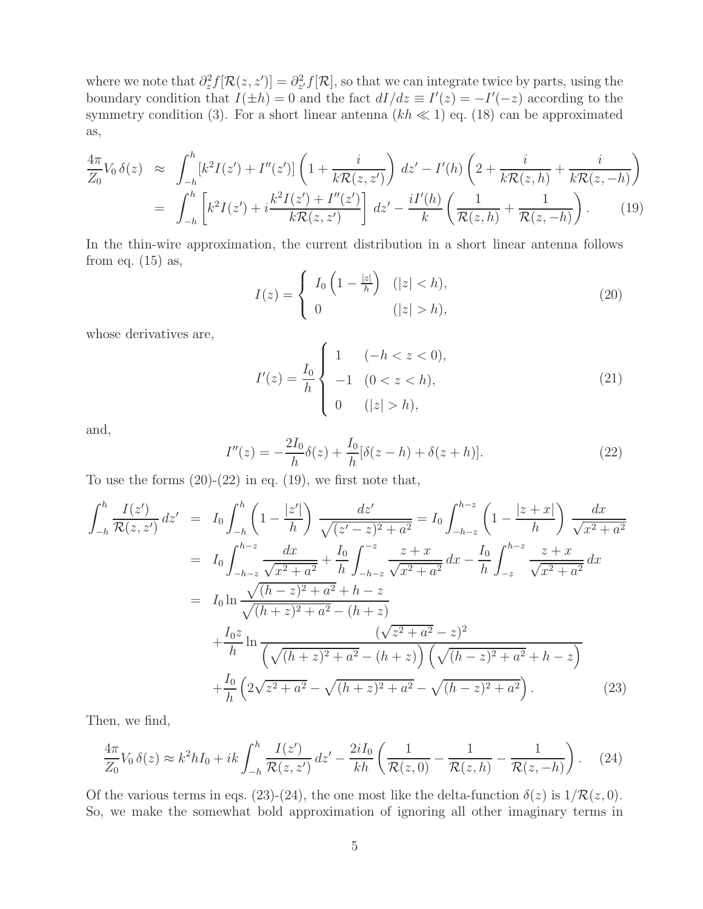where we note that $\partial_z^2 f[\mathcal{R}(z,z')] = \partial_{z'}^2 f[\mathcal{R}]$, so that we can integrate twice by parts, using the boundary condition that $I(\pm h) = 0$ and the fact $dI/dz \equiv I'(z) = -I'(-z)$ according to the symmetry condition (3). For a short linear antenna ($kh \ll 1$) eq. (18) can be approximated as,

$$
\begin{aligned}
\frac{4\pi}{Z_0} V_0\,\delta(z) &\approx \int_{-h}^{h} [k^2 I(z') + I''(z')] \left(1 + \frac{i}{k\mathcal{R}(z,z')}\right) dz' - I'(h)\left(2 + \frac{i}{k\mathcal{R}(z,h)} + \frac{i}{k\mathcal{R}(z,-h)}\right) \\
&= \int_{-h}^{h} \left[k^2 I(z') + i\frac{k^2 I(z') + I''(z')}{k\mathcal{R}(z,z')}\right] dz' - \frac{iI'(h)}{k}\left(\frac{1}{\mathcal{R}(z,h)} + \frac{1}{\mathcal{R}(z,-h)}\right). \qquad (19)
\end{aligned}
$$

In the thin-wire approximation, the current distribution in a short linear antenna follows from eq. (15) as,

$$
I(z) = \begin{cases} I_0\left(1 - \frac{|z|}{h}\right) & (|z| < h), \\ 0 & (|z| > h), \end{cases} \qquad (20)
$$

whose derivatives are,

$$
I'(z) = \frac{I_0}{h} \begin{cases} 1 & (-h < z < 0), \\ -1 & (0 < z < h), \\ 0 & (|z| > h), \end{cases} \qquad (21)
$$

and,

$$
I''(z) = -\frac{2I_0}{h}\delta(z) + \frac{I_0}{h}[\delta(z-h) + \delta(z+h)]. \qquad (22)
$$

To use the forms (20)-(22) in eq. (19), we first note that,

$$
\begin{aligned}
\int_{-h}^{h} \frac{I(z')}{\mathcal{R}(z,z')}\,dz' &= I_0 \int_{-h}^{h} \left(1 - \frac{|z'|}{h}\right) \frac{dz'}{\sqrt{(z'-z)^2 + a^2}} = I_0 \int_{-h-z}^{h-z} \left(1 - \frac{|z+x|}{h}\right) \frac{dx}{\sqrt{x^2+a^2}} \\
&= I_0 \int_{-h-z}^{h-z} \frac{dx}{\sqrt{x^2+a^2}} + \frac{I_0}{h}\int_{-h-z}^{-z} \frac{z+x}{\sqrt{x^2+a^2}}\,dx - \frac{I_0}{h}\int_{-z}^{h-z} \frac{z+x}{\sqrt{x^2+a^2}}\,dx \\
&= I_0 \ln \frac{\sqrt{(h-z)^2+a^2} + h - z}{\sqrt{(h+z)^2+a^2} - (h+z)} \\
&\quad + \frac{I_0 z}{h} \ln \frac{(\sqrt{z^2+a^2} - z)^2}{\left(\sqrt{(h+z)^2+a^2} - (h+z)\right)\left(\sqrt{(h-z)^2+a^2} + h - z\right)} \\
&\quad + \frac{I_0}{h}\left(2\sqrt{z^2+a^2} - \sqrt{(h+z)^2+a^2} - \sqrt{(h-z)^2+a^2}\right). \qquad (23)
\end{aligned}
$$

Then, we find,

$$
\frac{4\pi}{Z_0} V_0\,\delta(z) \approx k^2 h I_0 + ik\int_{-h}^{h} \frac{I(z')}{\mathcal{R}(z,z')}\,dz' - \frac{2iI_0}{kh}\left(\frac{1}{\mathcal{R}(z,0)} - \frac{1}{\mathcal{R}(z,h)} - \frac{1}{\mathcal{R}(z,-h)}\right). \qquad (24)
$$

Of the various terms in eqs. (23)-(24), the one most like the delta-function $\delta(z)$ is $1/\mathcal{R}(z,0)$. So, we make the somewhat bold approximation of ignoring all other imaginary terms in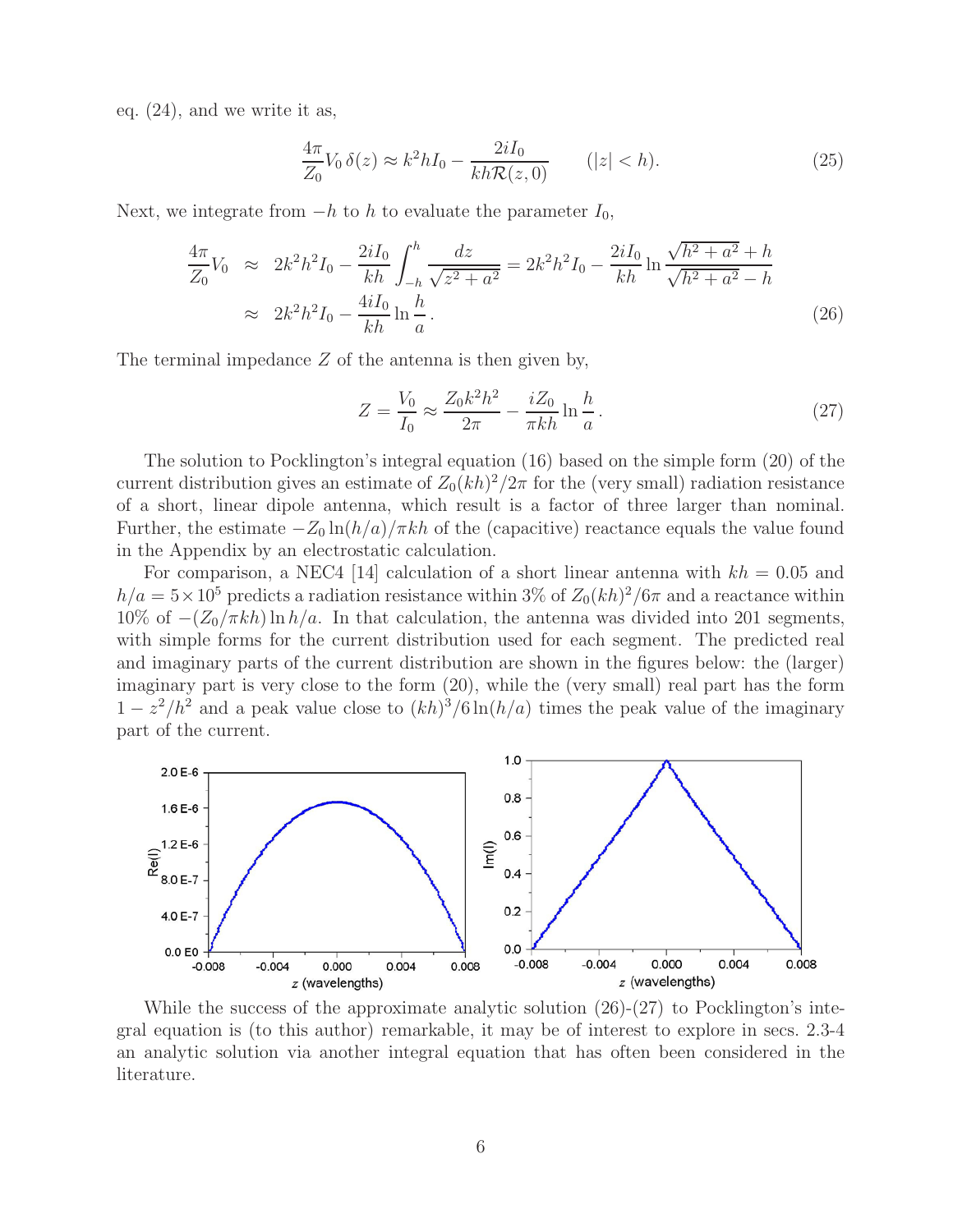eq. (24), and we write it as,

$$\frac{4\pi}{Z_0} V_0 \, \delta(z) \approx k^2 h I_0 - \frac{2iI_0}{kh\mathcal{R}(z,0)} \qquad (|z| < h). \tag{25}$$

Next, we integrate from $-h$ to $h$ to evaluate the parameter $I_0$,

$$\begin{aligned}
\frac{4\pi}{Z_0} V_0 &\approx 2k^2h^2 I_0 - \frac{2iI_0}{kh} \int_{-h}^{h} \frac{dz}{\sqrt{z^2 + a^2}} = 2k^2h^2 I_0 - \frac{2iI_0}{kh} \ln \frac{\sqrt{h^2 + a^2} + h}{\sqrt{h^2 + a^2} - h} \\
&\approx 2k^2h^2 I_0 - \frac{4iI_0}{kh} \ln \frac{h}{a} .
\end{aligned} \tag{26}$$

The terminal impedance $Z$ of the antenna is then given by,

$$Z = \frac{V_0}{I_0} \approx \frac{Z_0 k^2 h^2}{2\pi} - \frac{iZ_0}{\pi kh} \ln \frac{h}{a} . \tag{27}$$

The solution to Pocklington's integral equation (16) based on the simple form (20) of the current distribution gives an estimate of $Z_0(kh)^2/2\pi$ for the (very small) radiation resistance of a short, linear dipole antenna, which result is a factor of three larger than nominal. Further, the estimate $-Z_0 \ln(h/a)/\pi kh$ of the (capacitive) reactance equals the value found in the Appendix by an electrostatic calculation.

For comparison, a NEC4 [14] calculation of a short linear antenna with $kh = 0.05$ and $h/a = 5 \times 10^5$ predicts a radiation resistance within 3% of $Z_0(kh)^2/6\pi$ and a reactance within 10% of $-(Z_0/\pi kh) \ln h/a$. In that calculation, the antenna was divided into 201 segments, with simple forms for the current distribution used for each segment. The predicted real and imaginary parts of the current distribution are shown in the figures below: the (larger) imaginary part is very close to the form (20), while the (very small) real part has the form $1 - z^2/h^2$ and a peak value close to $(kh)^3/6 \ln(h/a)$ times the peak value of the imaginary part of the current.

Re(I)
2.0 E-6
1.6 E-6
1.2 E-6
8.0 E-7
4.0 E-7
0.0 E0
-0.008 -0.004 0.000 0.004 0.008
z (wavelengths)

Im(I)
1.0
0.8
0.6
0.4
0.2
0.0
-0.008 -0.004 0.000 0.004 0.008
z (wavelengths)

While the success of the approximate analytic solution (26)-(27) to Pocklington's integral equation is (to this author) remarkable, it may be of interest to explore in secs. 2.3-4 an analytic solution via another integral equation that has often been considered in the literature.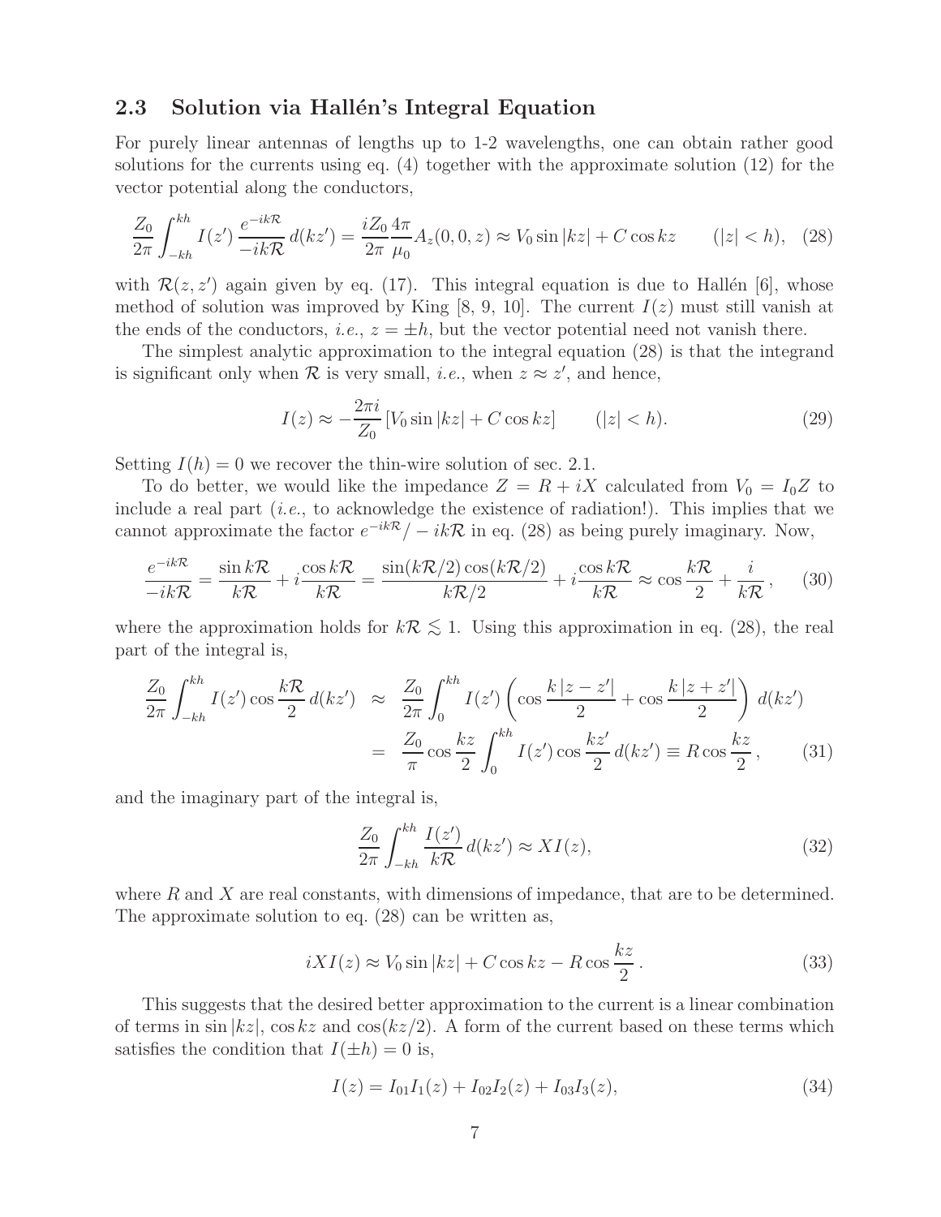## 2.3 Solution via Hallén's Integral Equation

For purely linear antennas of lengths up to 1-2 wavelengths, one can obtain rather good solutions for the currents using eq. (4) together with the approximate solution (12) for the vector potential along the conductors,

$$\frac{Z_0}{2\pi}\int_{-kh}^{kh} I(z')\,\frac{e^{-ik\mathcal{R}}}{-ik\mathcal{R}}\,d(kz') = \frac{iZ_0}{2\pi}\frac{4\pi}{\mu_0}A_z(0,0,z) \approx V_0\sin|kz| + C\cos kz \qquad (|z|<h), \tag{28}$$

with $\mathcal{R}(z,z')$ again given by eq. (17). This integral equation is due to Hallén [6], whose method of solution was improved by King [8, 9, 10]. The current $I(z)$ must still vanish at the ends of the conductors, *i.e.*, $z = \pm h$, but the vector potential need not vanish there.

The simplest analytic approximation to the integral equation (28) is that the integrand is significant only when $\mathcal{R}$ is very small, *i.e.*, when $z \approx z'$, and hence,

$$I(z) \approx -\frac{2\pi i}{Z_0}\left[V_0\sin|kz| + C\cos kz\right] \qquad (|z|<h). \tag{29}$$

Setting $I(h) = 0$ we recover the thin-wire solution of sec. 2.1.

To do better, we would like the impedance $Z = R + iX$ calculated from $V_0 = I_0 Z$ to include a real part (*i.e.*, to acknowledge the existence of radiation!). This implies that we cannot approximate the factor $e^{-ik\mathcal{R}}/-ik\mathcal{R}$ in eq. (28) as being purely imaginary. Now,

$$\frac{e^{-ik\mathcal{R}}}{-ik\mathcal{R}} = \frac{\sin k\mathcal{R}}{k\mathcal{R}} + i\frac{\cos k\mathcal{R}}{k\mathcal{R}} = \frac{\sin(k\mathcal{R}/2)\cos(k\mathcal{R}/2)}{k\mathcal{R}/2} + i\frac{\cos k\mathcal{R}}{k\mathcal{R}} \approx \cos\frac{k\mathcal{R}}{2} + \frac{i}{k\mathcal{R}}\,, \tag{30}$$

where the approximation holds for $k\mathcal{R} \lesssim 1$. Using this approximation in eq. (28), the real part of the integral is,

$$\begin{aligned}\frac{Z_0}{2\pi}\int_{-kh}^{kh} I(z')\cos\frac{k\mathcal{R}}{2}\,d(kz') &\approx \frac{Z_0}{2\pi}\int_{0}^{kh} I(z')\left(\cos\frac{k\,|z-z'|}{2} + \cos\frac{k\,|z+z'|}{2}\right)d(kz') \\ &= \frac{Z_0}{\pi}\cos\frac{kz}{2}\int_{0}^{kh} I(z')\cos\frac{kz'}{2}\,d(kz') \equiv R\cos\frac{kz}{2}\,, \end{aligned} \tag{31}$$

and the imaginary part of the integral is,

$$\frac{Z_0}{2\pi}\int_{-kh}^{kh}\frac{I(z')}{k\mathcal{R}}\,d(kz') \approx XI(z), \tag{32}$$

where $R$ and $X$ are real constants, with dimensions of impedance, that are to be determined. The approximate solution to eq. (28) can be written as,

$$iXI(z) \approx V_0\sin|kz| + C\cos kz - R\cos\frac{kz}{2}\,. \tag{33}$$

This suggests that the desired better approximation to the current is a linear combination of terms in $\sin|kz|$, $\cos kz$ and $\cos(kz/2)$. A form of the current based on these terms which satisfies the condition that $I(\pm h) = 0$ is,

$$I(z) = I_{01}I_1(z) + I_{02}I_2(z) + I_{03}I_3(z), \tag{34}$$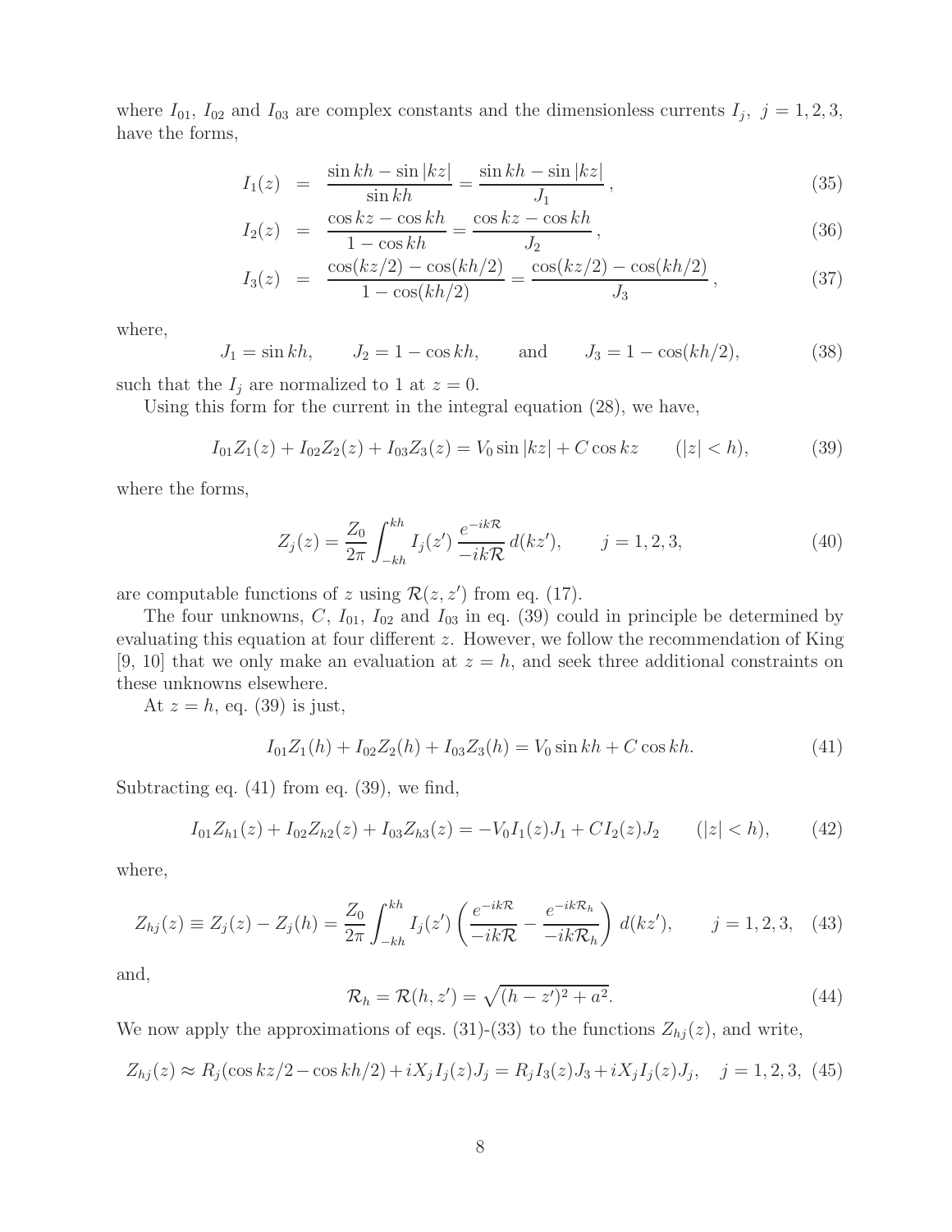where $I_{01}$, $I_{02}$ and $I_{03}$ are complex constants and the dimensionless currents $I_j$, $j = 1, 2, 3$, have the forms,

$$I_1(z) = \frac{\sin kh - \sin |kz|}{\sin kh} = \frac{\sin kh - \sin |kz|}{J_1}, \tag{35}$$

$$I_2(z) = \frac{\cos kz - \cos kh}{1 - \cos kh} = \frac{\cos kz - \cos kh}{J_2}, \tag{36}$$

$$I_3(z) = \frac{\cos(kz/2) - \cos(kh/2)}{1 - \cos(kh/2)} = \frac{\cos(kz/2) - \cos(kh/2)}{J_3}, \tag{37}$$

where,

$$J_1 = \sin kh, \qquad J_2 = 1 - \cos kh, \qquad \text{and} \qquad J_3 = 1 - \cos(kh/2), \tag{38}$$

such that the $I_j$ are normalized to 1 at $z = 0$.

Using this form for the current in the integral equation (28), we have,

$$I_{01} Z_1(z) + I_{02} Z_2(z) + I_{03} Z_3(z) = V_0 \sin |kz| + C \cos kz \qquad (|z| < h), \tag{39}$$

where the forms,

$$Z_j(z) = \frac{Z_0}{2\pi} \int_{-kh}^{kh} I_j(z') \, \frac{e^{-ik\mathcal{R}}}{-ik\mathcal{R}} \, d(kz'), \qquad j = 1, 2, 3, \tag{40}$$

are computable functions of $z$ using $\mathcal{R}(z, z')$ from eq. (17).

The four unknowns, $C$, $I_{01}$, $I_{02}$ and $I_{03}$ in eq. (39) could in principle be determined by evaluating this equation at four different $z$. However, we follow the recommendation of King [9, 10] that we only make an evaluation at $z = h$, and seek three additional constraints on these unknowns elsewhere.

At $z = h$, eq. (39) is just,

$$I_{01} Z_1(h) + I_{02} Z_2(h) + I_{03} Z_3(h) = V_0 \sin kh + C \cos kh. \tag{41}$$

Subtracting eq. (41) from eq. (39), we find,

$$I_{01} Z_{h1}(z) + I_{02} Z_{h2}(z) + I_{03} Z_{h3}(z) = -V_0 I_1(z) J_1 + C I_2(z) J_2 \qquad (|z| < h), \tag{42}$$

where,

$$Z_{hj}(z) \equiv Z_j(z) - Z_j(h) = \frac{Z_0}{2\pi} \int_{-kh}^{kh} I_j(z') \left( \frac{e^{-ik\mathcal{R}}}{-ik\mathcal{R}} - \frac{e^{-ik\mathcal{R}_h}}{-ik\mathcal{R}_h} \right) d(kz'), \qquad j = 1, 2, 3, \tag{43}$$

and,

$$\mathcal{R}_h = \mathcal{R}(h, z') = \sqrt{(h - z')^2 + a^2}. \tag{44}$$

We now apply the approximations of eqs. (31)-(33) to the functions $Z_{hj}(z)$, and write,

$$Z_{hj}(z) \approx R_j(\cos kz/2 - \cos kh/2) + iX_j I_j(z) J_j = R_j I_3(z) J_3 + iX_j I_j(z) J_j, \quad j = 1, 2, 3, \tag{45}$$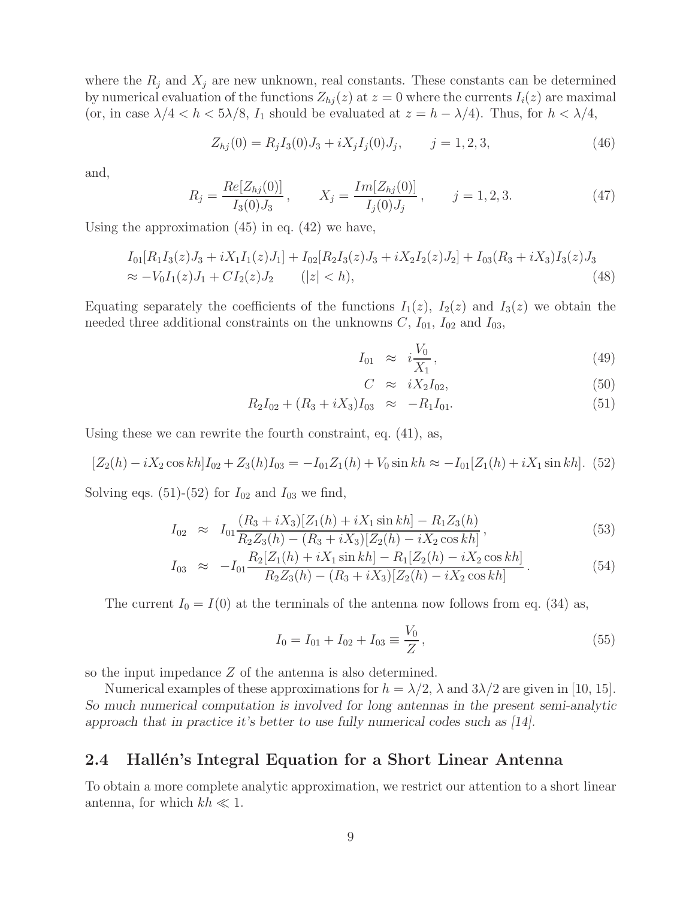where the $R_j$ and $X_j$ are new unknown, real constants. These constants can be determined by numerical evaluation of the functions $Z_{hj}(z)$ at $z = 0$ where the currents $I_i(z)$ are maximal (or, in case $\lambda/4 < h < 5\lambda/8$, $I_1$ should be evaluated at $z = h - \lambda/4$). Thus, for $h < \lambda/4$,

$$Z_{hj}(0) = R_j I_3(0) J_3 + i X_j I_j(0) J_j, \qquad j = 1, 2, 3, \tag{46}$$

and,

$$R_j = \frac{Re[Z_{hj}(0)]}{I_3(0) J_3}, \qquad X_j = \frac{Im[Z_{hj}(0)]}{I_j(0) J_j}, \qquad j = 1, 2, 3. \tag{47}$$

Using the approximation (45) in eq. (42) we have,

$$\begin{aligned} &I_{01}[R_1 I_3(z) J_3 + i X_1 I_1(z) J_1] + I_{02}[R_2 I_3(z) J_3 + i X_2 I_2(z) J_2] + I_{03}(R_3 + i X_3) I_3(z) J_3 \\ &\approx -V_0 I_1(z) J_1 + C I_2(z) J_2 \qquad (|z| < h), \end{aligned} \tag{48}$$

Equating separately the coefficients of the functions $I_1(z)$, $I_2(z)$ and $I_3(z)$ we obtain the needed three additional constraints on the unknowns $C$, $I_{01}$, $I_{02}$ and $I_{03}$,

$$I_{01} \approx i\frac{V_0}{X_1}, \tag{49}$$

$$C \approx i X_2 I_{02}, \tag{50}$$

$$R_2 I_{02} + (R_3 + i X_3) I_{03} \approx -R_1 I_{01}. \tag{51}$$

Using these we can rewrite the fourth constraint, eq. (41), as,

$$[Z_2(h) - i X_2 \cos kh] I_{02} + Z_3(h) I_{03} = -I_{01} Z_1(h) + V_0 \sin kh \approx -I_{01}[Z_1(h) + i X_1 \sin kh]. \tag{52}$$

Solving eqs. (51)-(52) for $I_{02}$ and $I_{03}$ we find,

$$I_{02} \approx I_{01} \frac{(R_3 + i X_3)[Z_1(h) + i X_1 \sin kh] - R_1 Z_3(h)}{R_2 Z_3(h) - (R_3 + i X_3)[Z_2(h) - i X_2 \cos kh]}, \tag{53}$$

$$I_{03} \approx -I_{01} \frac{R_2 [Z_1(h) + i X_1 \sin kh] - R_1 [Z_2(h) - i X_2 \cos kh]}{R_2 Z_3(h) - (R_3 + i X_3)[Z_2(h) - i X_2 \cos kh]}. \tag{54}$$

The current $I_0 = I(0)$ at the terminals of the antenna now follows from eq. (34) as,

$$I_0 = I_{01} + I_{02} + I_{03} \equiv \frac{V_0}{Z}, \tag{55}$$

so the input impedance $Z$ of the antenna is also determined.

Numerical examples of these approximations for $h = \lambda/2$, $\lambda$ and $3\lambda/2$ are given in [10, 15]. *So much numerical computation is involved for long antennas in the present semi-analytic approach that in practice it's better to use fully numerical codes such as [14].*

## 2.4 Hallén's Integral Equation for a Short Linear Antenna

To obtain a more complete analytic approximation, we restrict our attention to a short linear antenna, for which $kh \ll 1$.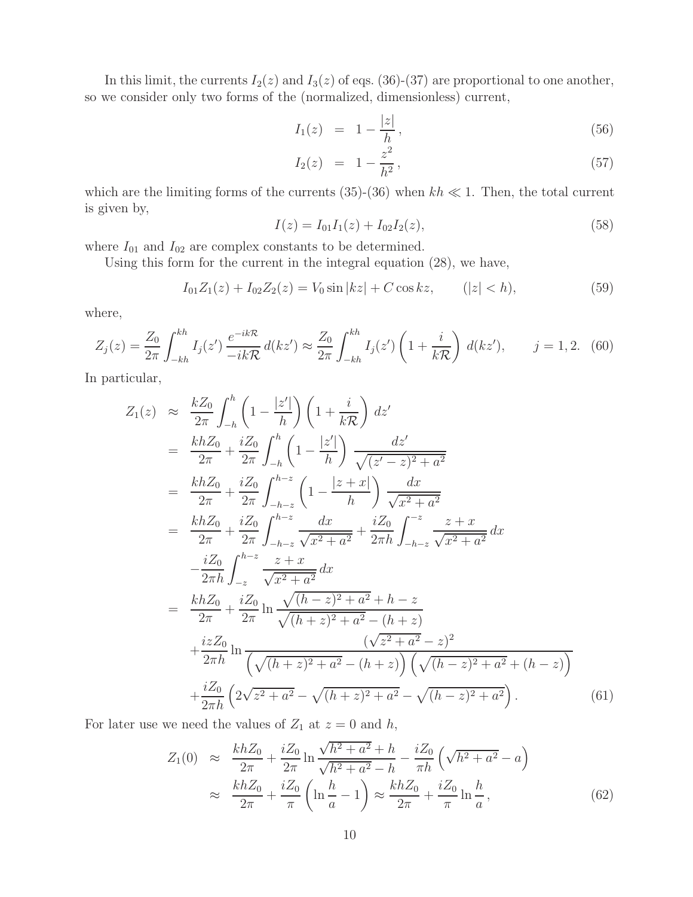In this limit, the currents $I_2(z)$ and $I_3(z)$ of eqs. (36)-(37) are proportional to one another, so we consider only two forms of the (normalized, dimensionless) current,

$$
\begin{aligned}
I_1(z) &= 1 - \frac{|z|}{h}\,, &(56)\\
I_2(z) &= 1 - \frac{z^2}{h^2}\,, &(57)
\end{aligned}
$$

which are the limiting forms of the currents (35)-(36) when $kh \ll 1$. Then, the total current is given by,

$$
I(z) = I_{01} I_1(z) + I_{02} I_2(z), \tag{58}
$$

where $I_{01}$ and $I_{02}$ are complex constants to be determined.

Using this form for the current in the integral equation (28), we have,

$$
I_{01} Z_1(z) + I_{02} Z_2(z) = V_0 \sin|kz| + C\cos kz, \qquad (|z| < h), \tag{59}
$$

where,

$$
Z_j(z) = \frac{Z_0}{2\pi}\int_{-kh}^{kh} I_j(z')\,\frac{e^{-ik\mathcal{R}}}{-ik\mathcal{R}}\,d(kz') \approx \frac{Z_0}{2\pi}\int_{-kh}^{kh} I_j(z')\left(1+\frac{i}{k\mathcal{R}}\right)d(kz'), \qquad j = 1, 2. \tag{60}
$$

In particular,

$$
\begin{aligned}
Z_1(z) &\approx \frac{kZ_0}{2\pi}\int_{-h}^{h}\left(1-\frac{|z'|}{h}\right)\left(1+\frac{i}{k\mathcal{R}}\right)dz' \\
&= \frac{khZ_0}{2\pi} + \frac{iZ_0}{2\pi}\int_{-h}^{h}\left(1-\frac{|z'|}{h}\right)\frac{dz'}{\sqrt{(z'-z)^2+a^2}} \\
&= \frac{khZ_0}{2\pi} + \frac{iZ_0}{2\pi}\int_{-h-z}^{h-z}\left(1-\frac{|z+x|}{h}\right)\frac{dx}{\sqrt{x^2+a^2}} \\
&= \frac{khZ_0}{2\pi} + \frac{iZ_0}{2\pi}\int_{-h-z}^{h-z}\frac{dx}{\sqrt{x^2+a^2}} + \frac{iZ_0}{2\pi h}\int_{-h-z}^{-z}\frac{z+x}{\sqrt{x^2+a^2}}\,dx \\
&\quad - \frac{iZ_0}{2\pi h}\int_{-z}^{h-z}\frac{z+x}{\sqrt{x^2+a^2}}\,dx \\
&= \frac{khZ_0}{2\pi} + \frac{iZ_0}{2\pi}\ln\frac{\sqrt{(h-z)^2+a^2}+h-z}{\sqrt{(h+z)^2+a^2}-(h+z)} \\
&\quad + \frac{izZ_0}{2\pi h}\ln\frac{(\sqrt{z^2+a^2}-z)^2}{\left(\sqrt{(h+z)^2+a^2}-(h+z)\right)\left(\sqrt{(h-z)^2+a^2}+(h-z)\right)} \\
&\quad + \frac{iZ_0}{2\pi h}\left(2\sqrt{z^2+a^2}-\sqrt{(h+z)^2+a^2}-\sqrt{(h-z)^2+a^2}\right).
\end{aligned} \tag{61}
$$

For later use we need the values of $Z_1$ at $z = 0$ and $h$,

$$
\begin{aligned}
Z_1(0) &\approx \frac{khZ_0}{2\pi} + \frac{iZ_0}{2\pi}\ln\frac{\sqrt{h^2+a^2}+h}{\sqrt{h^2+a^2}-h} - \frac{iZ_0}{\pi h}\left(\sqrt{h^2+a^2}-a\right) \\
&\approx \frac{khZ_0}{2\pi} + \frac{iZ_0}{\pi}\left(\ln\frac{h}{a}-1\right) \approx \frac{khZ_0}{2\pi} + \frac{iZ_0}{\pi}\ln\frac{h}{a}\,,
\end{aligned} \tag{62}
$$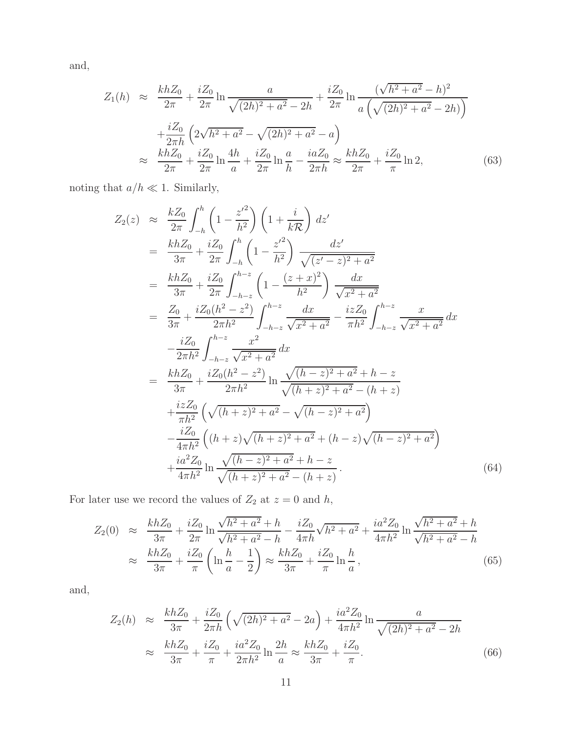and,

$$
\begin{aligned}
Z_1(h) &\approx \frac{khZ_0}{2\pi} + \frac{iZ_0}{2\pi}\ln\frac{a}{\sqrt{(2h)^2+a^2}-2h} + \frac{iZ_0}{2\pi}\ln\frac{(\sqrt{h^2+a^2}-h)^2}{a\left(\sqrt{(2h)^2+a^2}-2h\right)} \\
&\quad + \frac{iZ_0}{2\pi h}\left(2\sqrt{h^2+a^2}-\sqrt{(2h)^2+a^2}-a\right) \\
&\approx \frac{khZ_0}{2\pi} + \frac{iZ_0}{2\pi}\ln\frac{4h}{a} + \frac{iZ_0}{2\pi}\ln\frac{a}{h} - \frac{iaZ_0}{2\pi h} \approx \frac{khZ_0}{2\pi} + \frac{iZ_0}{\pi}\ln 2, \qquad (63)
\end{aligned}
$$

noting that $a/h \ll 1$. Similarly,

$$
\begin{aligned}
Z_2(z) &\approx \frac{kZ_0}{2\pi}\int_{-h}^{h}\left(1-\frac{z'^2}{h^2}\right)\left(1+\frac{i}{k\mathcal{R}}\right)dz' \\
&= \frac{khZ_0}{3\pi} + \frac{iZ_0}{2\pi}\int_{-h}^{h}\left(1-\frac{z'^2}{h^2}\right)\frac{dz'}{\sqrt{(z'-z)^2+a^2}} \\
&= \frac{khZ_0}{3\pi} + \frac{iZ_0}{2\pi}\int_{-h-z}^{h-z}\left(1-\frac{(z+x)^2}{h^2}\right)\frac{dx}{\sqrt{x^2+a^2}} \\
&= \frac{Z_0}{3\pi} + \frac{iZ_0(h^2-z^2)}{2\pi h^2}\int_{-h-z}^{h-z}\frac{dx}{\sqrt{x^2+a^2}} - \frac{izZ_0}{\pi h^2}\int_{-h-z}^{h-z}\frac{x}{\sqrt{x^2+a^2}}\,dx \\
&\quad -\frac{iZ_0}{2\pi h^2}\int_{-h-z}^{h-z}\frac{x^2}{\sqrt{x^2+a^2}}\,dx \\
&= \frac{khZ_0}{3\pi} + \frac{iZ_0(h^2-z^2)}{2\pi h^2}\ln\frac{\sqrt{(h-z)^2+a^2}+h-z}{\sqrt{(h+z)^2+a^2}-(h+z)} \\
&\quad + \frac{izZ_0}{\pi h^2}\left(\sqrt{(h+z)^2+a^2}-\sqrt{(h-z)^2+a^2}\right) \\
&\quad - \frac{iZ_0}{4\pi h^2}\left((h+z)\sqrt{(h+z)^2+a^2}+(h-z)\sqrt{(h-z)^2+a^2}\right) \\
&\quad + \frac{ia^2Z_0}{4\pi h^2}\ln\frac{\sqrt{(h-z)^2+a^2}+h-z}{\sqrt{(h+z)^2+a^2}-(h+z)}. \qquad (64)
\end{aligned}
$$

For later use we record the values of $Z_2$ at $z = 0$ and $h$,

$$
\begin{aligned}
Z_2(0) &\approx \frac{khZ_0}{3\pi} + \frac{iZ_0}{2\pi}\ln\frac{\sqrt{h^2+a^2}+h}{\sqrt{h^2+a^2}-h} - \frac{iZ_0}{4\pi h}\sqrt{h^2+a^2} + \frac{ia^2Z_0}{4\pi h^2}\ln\frac{\sqrt{h^2+a^2}+h}{\sqrt{h^2+a^2}-h} \\
&\approx \frac{khZ_0}{3\pi} + \frac{iZ_0}{\pi}\left(\ln\frac{h}{a}-\frac{1}{2}\right) \approx \frac{khZ_0}{3\pi} + \frac{iZ_0}{\pi}\ln\frac{h}{a}, \qquad (65)
\end{aligned}
$$

and,

$$
\begin{aligned}
Z_2(h) &\approx \frac{khZ_0}{3\pi} + \frac{iZ_0}{2\pi h}\left(\sqrt{(2h)^2+a^2}-2a\right) + \frac{ia^2Z_0}{4\pi h^2}\ln\frac{a}{\sqrt{(2h)^2+a^2}-2h} \\
&\approx \frac{khZ_0}{3\pi} + \frac{iZ_0}{\pi} + \frac{ia^2Z_0}{2\pi h^2}\ln\frac{2h}{a} \approx \frac{khZ_0}{3\pi} + \frac{iZ_0}{\pi}. \qquad (66)
\end{aligned}
$$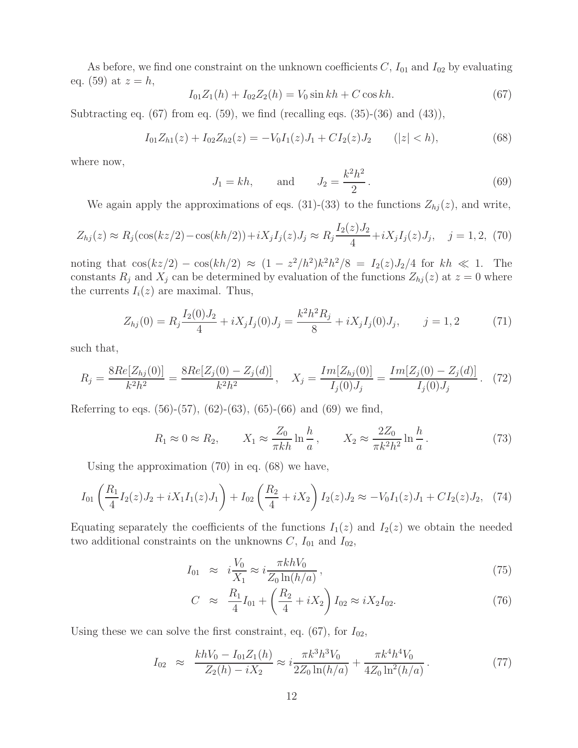As before, we find one constraint on the unknown coefficients $C$, $I_{01}$ and $I_{02}$ by evaluating eq. (59) at $z = h$,

$$I_{01}Z_1(h) + I_{02}Z_2(h) = V_0 \sin kh + C \cos kh. \tag{67}$$

Subtracting eq. (67) from eq. (59), we find (recalling eqs. (35)-(36) and (43)),

$$I_{01}Z_{h1}(z) + I_{02}Z_{h2}(z) = -V_0 I_1(z) J_1 + C I_2(z) J_2 \qquad (|z| < h), \tag{68}$$

where now,

$$J_1 = kh, \qquad \text{and} \qquad J_2 = \frac{k^2h^2}{2}. \tag{69}$$

We again apply the approximations of eqs. (31)-(33) to the functions $Z_{hj}(z)$, and write,

$$Z_{hj}(z) \approx R_j(\cos(kz/2) - \cos(kh/2)) + iX_j I_j(z) J_j \approx R_j \frac{I_2(z) J_2}{4} + iX_j I_j(z) J_j, \quad j = 1, 2, \tag{70}$$

noting that $\cos(kz/2) - \cos(kh/2) \approx (1 - z^2/h^2)k^2h^2/8 = I_2(z)J_2/4$ for $kh \ll 1$. The constants $R_j$ and $X_j$ can be determined by evaluation of the functions $Z_{hj}(z)$ at $z = 0$ where the currents $I_i(z)$ are maximal. Thus,

$$Z_{hj}(0) = R_j \frac{I_2(0) J_2}{4} + iX_j I_j(0) J_j = \frac{k^2h^2 R_j}{8} + iX_j I_j(0) J_j, \qquad j = 1, 2 \tag{71}$$

such that,

$$R_j = \frac{8Re[Z_{hj}(0)]}{k^2h^2} = \frac{8Re[Z_j(0) - Z_j(d)]}{k^2h^2}, \quad X_j = \frac{Im[Z_{hj}(0)]}{I_j(0) J_j} = \frac{Im[Z_j(0) - Z_j(d)]}{I_j(0) J_j}. \tag{72}$$

Referring to eqs. (56)-(57), (62)-(63), (65)-(66) and (69) we find,

$$R_1 \approx 0 \approx R_2, \qquad X_1 \approx \frac{Z_0}{\pi kh} \ln \frac{h}{a}, \qquad X_2 \approx \frac{2Z_0}{\pi k^2h^2} \ln \frac{h}{a}. \tag{73}$$

Using the approximation (70) in eq. (68) we have,

$$I_{01}\left(\frac{R_1}{4} I_2(z) J_2 + iX_1 I_1(z) J_1\right) + I_{02}\left(\frac{R_2}{4} + iX_2\right) I_2(z) J_2 \approx -V_0 I_1(z) J_1 + C I_2(z) J_2, \tag{74}$$

Equating separately the coefficients of the functions $I_1(z)$ and $I_2(z)$ we obtain the needed two additional constraints on the unknowns $C$, $I_{01}$ and $I_{02}$,

$$I_{01} \approx i\frac{V_0}{X_1} \approx i\frac{\pi kh V_0}{Z_0 \ln(h/a)}, \tag{75}$$

$$C \approx \frac{R_1}{4} I_{01} + \left(\frac{R_2}{4} + iX_2\right) I_{02} \approx iX_2 I_{02}. \tag{76}$$

Using these we can solve the first constraint, eq. (67), for $I_{02}$,

$$I_{02} \approx \frac{khV_0 - I_{01}Z_1(h)}{Z_2(h) - iX_2} \approx i\frac{\pi k^3h^3 V_0}{2Z_0 \ln(h/a)} + \frac{\pi k^4h^4 V_0}{4Z_0 \ln^2(h/a)}. \tag{77}$$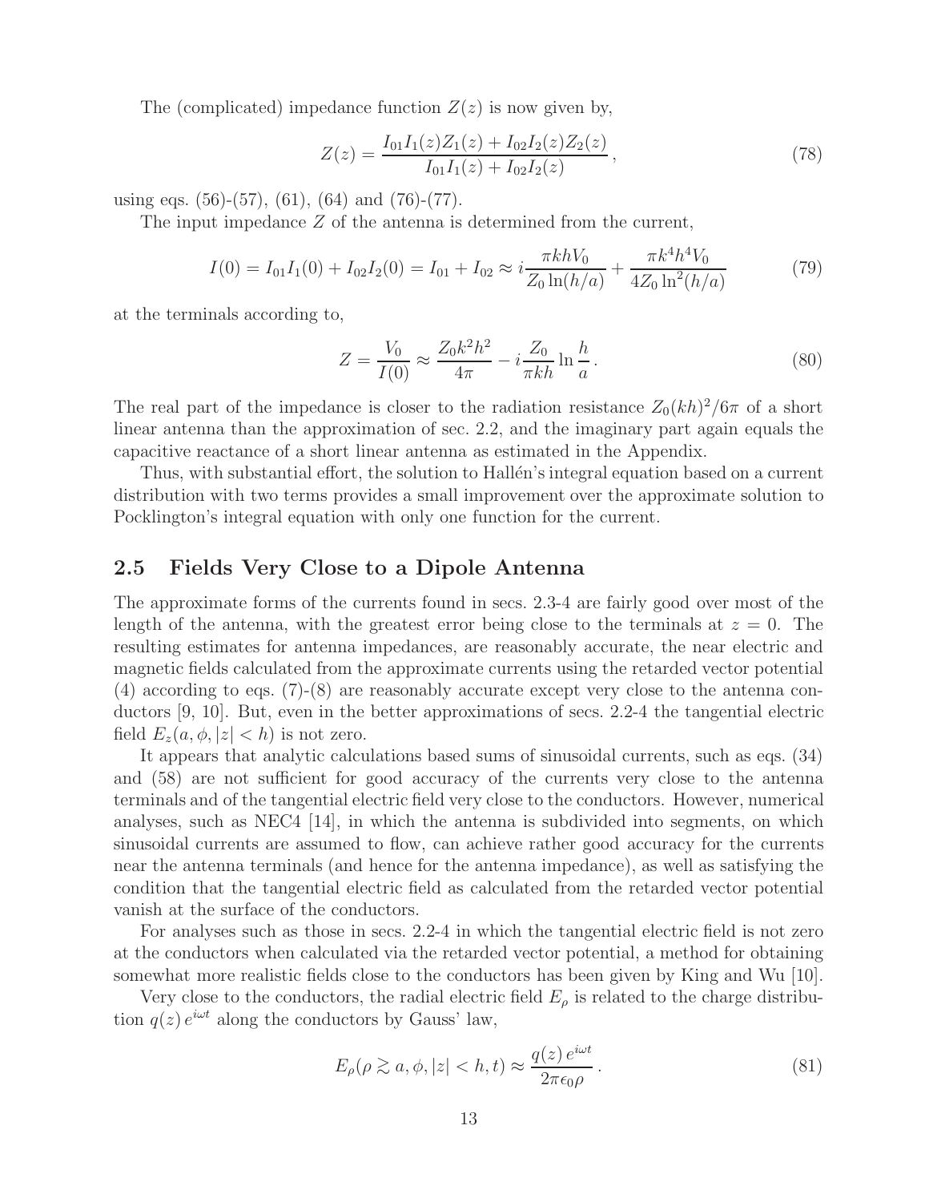The (complicated) impedance function $Z(z)$ is now given by,

$$Z(z) = \frac{I_{01} I_1(z) Z_1(z) + I_{02} I_2(z) Z_2(z)}{I_{01} I_1(z) + I_{02} I_2(z)}\,, \tag{78}$$

using eqs. (56)-(57), (61), (64) and (76)-(77).

The input impedance $Z$ of the antenna is determined from the current,

$$I(0) = I_{01} I_1(0) + I_{02} I_2(0) = I_{01} + I_{02} \approx i \frac{\pi k h V_0}{Z_0 \ln(h/a)} + \frac{\pi k^4 h^4 V_0}{4 Z_0 \ln^2(h/a)} \tag{79}$$

at the terminals according to,

$$Z = \frac{V_0}{I(0)} \approx \frac{Z_0 k^2 h^2}{4\pi} - i \frac{Z_0}{\pi k h} \ln \frac{h}{a}\,. \tag{80}$$

The real part of the impedance is closer to the radiation resistance $Z_0(kh)^2/6\pi$ of a short linear antenna than the approximation of sec. 2.2, and the imaginary part again equals the capacitive reactance of a short linear antenna as estimated in the Appendix.

Thus, with substantial effort, the solution to Hallén's integral equation based on a current distribution with two terms provides a small improvement over the approximate solution to Pocklington's integral equation with only one function for the current.

## 2.5 Fields Very Close to a Dipole Antenna

The approximate forms of the currents found in secs. 2.3-4 are fairly good over most of the length of the antenna, with the greatest error being close to the terminals at $z = 0$. The resulting estimates for antenna impedances, are reasonably accurate, the near electric and magnetic fields calculated from the approximate currents using the retarded vector potential (4) according to eqs. (7)-(8) are reasonably accurate except very close to the antenna conductors [9, 10]. But, even in the better approximations of secs. 2.2-4 the tangential electric field $E_z(a, \phi, |z| < h)$ is not zero.

It appears that analytic calculations based sums of sinusoidal currents, such as eqs. (34) and (58) are not sufficient for good accuracy of the currents very close to the antenna terminals and of the tangential electric field very close to the conductors. However, numerical analyses, such as NEC4 [14], in which the antenna is subdivided into segments, on which sinusoidal currents are assumed to flow, can achieve rather good accuracy for the currents near the antenna terminals (and hence for the antenna impedance), as well as satisfying the condition that the tangential electric field as calculated from the retarded vector potential vanish at the surface of the conductors.

For analyses such as those in secs. 2.2-4 in which the tangential electric field is not zero at the conductors when calculated via the retarded vector potential, a method for obtaining somewhat more realistic fields close to the conductors has been given by King and Wu [10].

Very close to the conductors, the radial electric field $E_\rho$ is related to the charge distribution $q(z)\, e^{i\omega t}$ along the conductors by Gauss' law,

$$E_\rho(\rho \gtrsim a, \phi, |z| < h, t) \approx \frac{q(z)\, e^{i\omega t}}{2\pi \epsilon_0 \rho}\,. \tag{81}$$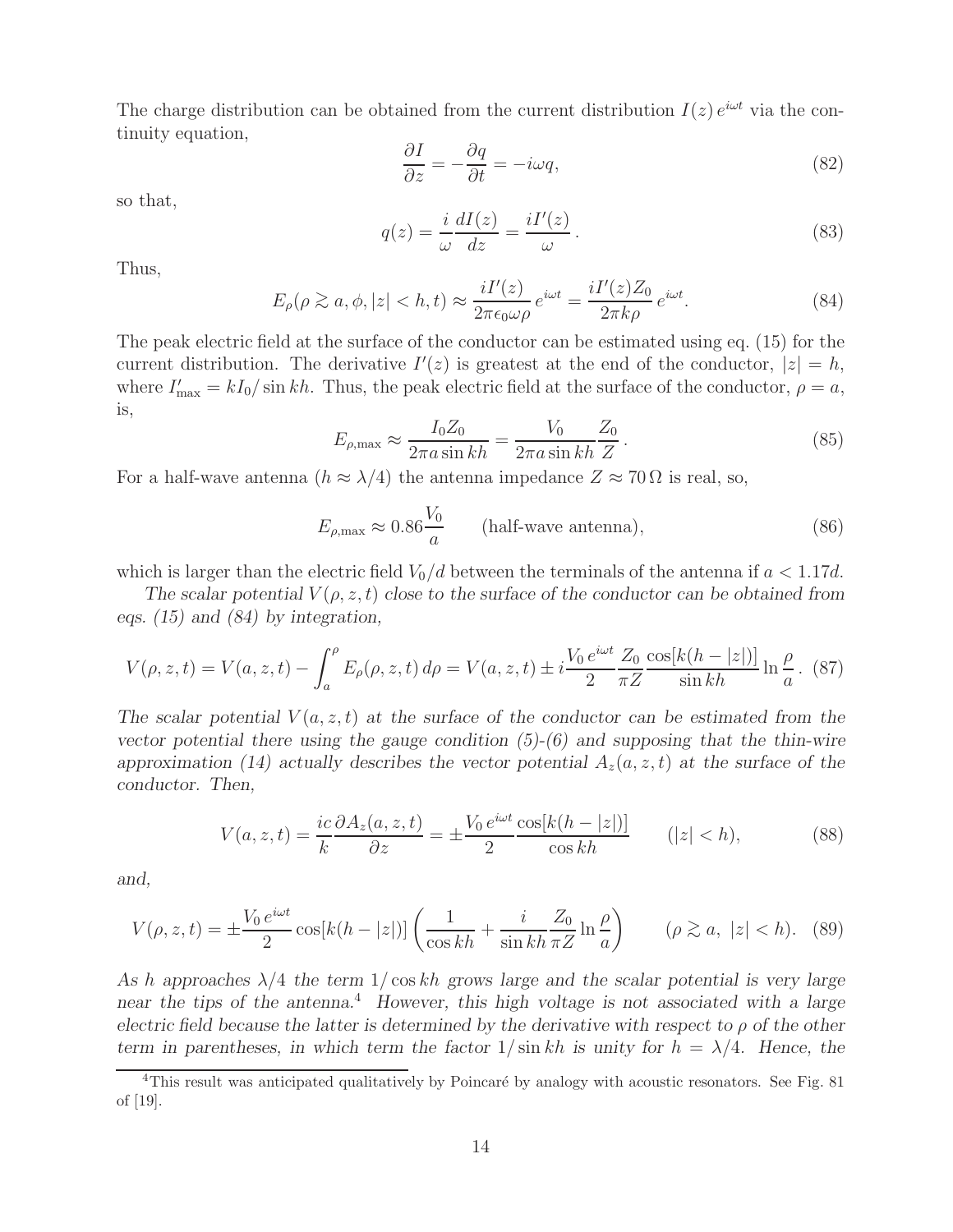The charge distribution can be obtained from the current distribution $I(z)\,e^{i\omega t}$ via the continuity equation,

$$\frac{\partial I}{\partial z} = -\frac{\partial q}{\partial t} = -i\omega q, \tag{82}$$

so that,

$$q(z) = \frac{i}{\omega}\frac{dI(z)}{dz} = \frac{iI'(z)}{\omega}\,. \tag{83}$$

Thus,

$$E_\rho(\rho \gtrsim a, \phi, |z| < h, t) \approx \frac{iI'(z)}{2\pi\epsilon_0\omega\rho}\,e^{i\omega t} = \frac{iI'(z)Z_0}{2\pi k\rho}\,e^{i\omega t}. \tag{84}$$

The peak electric field at the surface of the conductor can be estimated using eq. (15) for the current distribution. The derivative $I'(z)$ is greatest at the end of the conductor, $|z| = h$, where $I'_{\rm max} = kI_0/\sin kh$. Thus, the peak electric field at the surface of the conductor, $\rho = a$, is,

$$E_{\rho,\rm max} \approx \frac{I_0 Z_0}{2\pi a \sin kh} = \frac{V_0}{2\pi a \sin kh}\frac{Z_0}{Z}\,. \tag{85}$$

For a half-wave antenna ($h \approx \lambda/4$) the antenna impedance $Z \approx 70\,\Omega$ is real, so,

$$E_{\rho,\rm max} \approx 0.86\frac{V_0}{a} \qquad \text{(half-wave antenna)}, \tag{86}$$

which is larger than the electric field $V_0/d$ between the terminals of the antenna if $a < 1.17d$.

*The scalar potential $V(\rho, z, t)$ close to the surface of the conductor can be obtained from eqs. (15) and (84) by integration,*

$$V(\rho, z, t) = V(a, z, t) - \int_a^\rho E_\rho(\rho, z, t)\,d\rho = V(a, z, t) \pm i\frac{V_0\,e^{i\omega t}}{2}\frac{Z_0}{\pi Z}\frac{\cos[k(h - |z|)]}{\sin kh}\ln\frac{\rho}{a}\,. \tag{87}$$

*The scalar potential $V(a, z, t)$ at the surface of the conductor can be estimated from the vector potential there using the gauge condition (5)-(6) and supposing that the thin-wire approximation (14) actually describes the vector potential $A_z(a, z, t)$ at the surface of the conductor. Then,*

$$V(a, z, t) = \frac{ic}{k}\frac{\partial A_z(a, z, t)}{\partial z} = \pm\frac{V_0\,e^{i\omega t}}{2}\frac{\cos[k(h - |z|)]}{\cos kh} \qquad (|z| < h), \tag{88}$$

*and,*

$$V(\rho, z, t) = \pm\frac{V_0\,e^{i\omega t}}{2}\cos[k(h - |z|)]\left(\frac{1}{\cos kh} + \frac{i}{\sin kh}\frac{Z_0}{\pi Z}\ln\frac{\rho}{a}\right) \qquad (\rho \gtrsim a,\ |z| < h). \tag{89}$$

*As $h$ approaches $\lambda/4$ the term $1/\cos kh$ grows large and the scalar potential is very large near the tips of the antenna.[4] However, this high voltage is not associated with a large electric field because the latter is determined by the derivative with respect to $\rho$ of the other term in parentheses, in which term the factor $1/\sin kh$ is unity for $h = \lambda/4$. Hence, the*

[4]This result was anticipated qualitatively by Poincaré by analogy with acoustic resonators. See Fig. 81 of [19].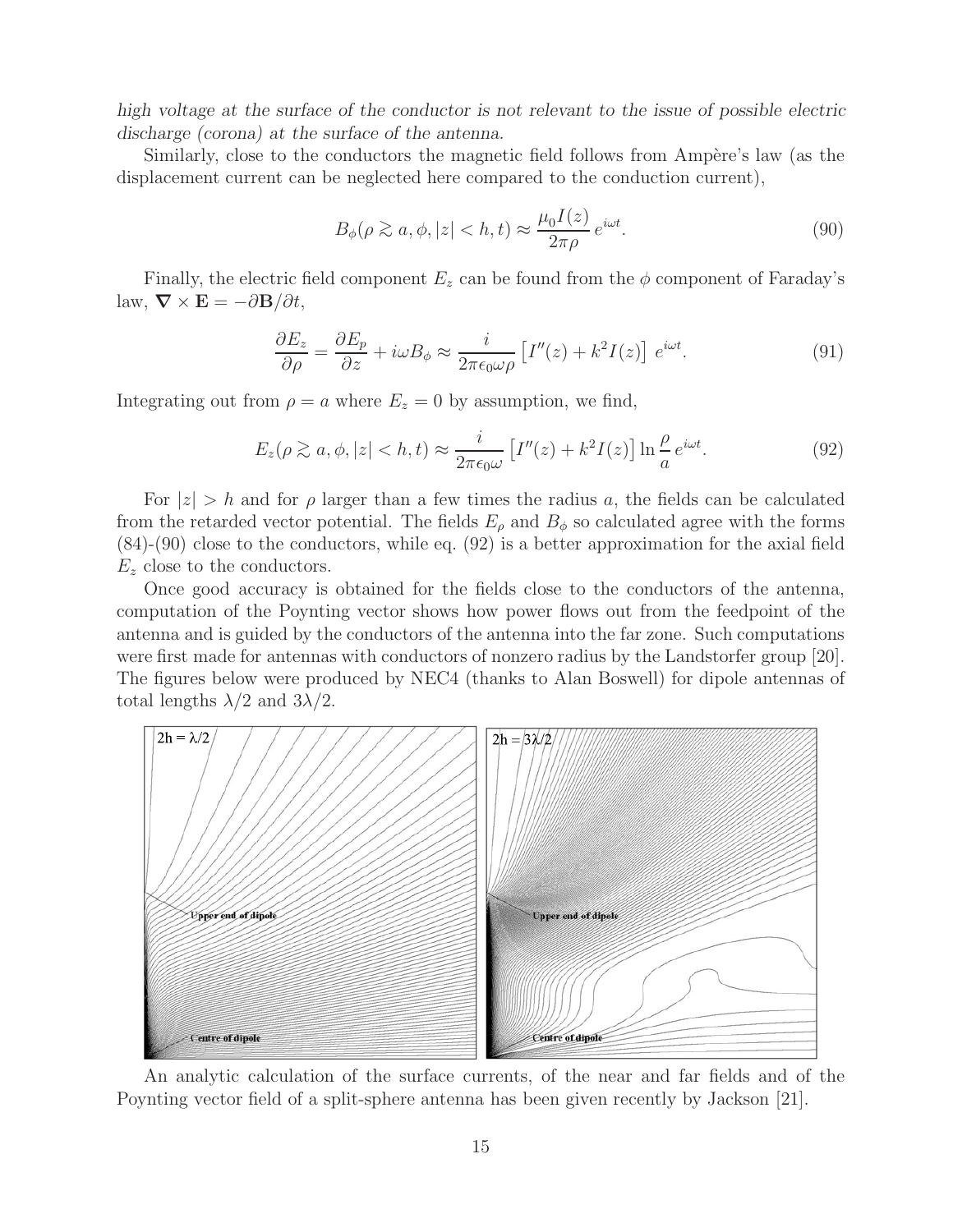*high voltage at the surface of the conductor is not relevant to the issue of possible electric discharge (corona) at the surface of the antenna.*

Similarly, close to the conductors the magnetic field follows from Ampère's law (as the displacement current can be neglected here compared to the conduction current),

$$B_\phi(\rho \gtrsim a, \phi, |z| < h, t) \approx \frac{\mu_0 I(z)}{2\pi\rho} e^{i\omega t}. \tag{90}$$

Finally, the electric field component $E_z$ can be found from the $\phi$ component of Faraday's law, $\nabla \times \mathbf{E} = -\partial \mathbf{B}/\partial t$,

$$\frac{\partial E_z}{\partial \rho} = \frac{\partial E_p}{\partial z} + i\omega B_\phi \approx \frac{i}{2\pi\epsilon_0\omega\rho} \left[I''(z) + k^2 I(z)\right] e^{i\omega t}. \tag{91}$$

Integrating out from $\rho = a$ where $E_z = 0$ by assumption, we find,

$$E_z(\rho \gtrsim a, \phi, |z| < h, t) \approx \frac{i}{2\pi\epsilon_0\omega} \left[I''(z) + k^2 I(z)\right] \ln\frac{\rho}{a} e^{i\omega t}. \tag{92}$$

For $|z| > h$ and for $\rho$ larger than a few times the radius $a$, the fields can be calculated from the retarded vector potential. The fields $E_\rho$ and $B_\phi$ so calculated agree with the forms (84)-(90) close to the conductors, while eq. (92) is a better approximation for the axial field $E_z$ close to the conductors.

Once good accuracy is obtained for the fields close to the conductors of the antenna, computation of the Poynting vector shows how power flows out from the feedpoint of the antenna and is guided by the conductors of the antenna into the far zone. Such computations were first made for antennas with conductors of nonzero radius by the Landstorfer group [20]. The figures below were produced by NEC4 (thanks to Alan Boswell) for dipole antennas of total lengths $\lambda/2$ and $3\lambda/2$.

2h = λ/2
Upper end of dipole
Centre of dipole

2h = 3λ/2
Upper end of dipole
Centre of dipole

An analytic calculation of the surface currents, of the near and far fields and of the Poynting vector field of a split-sphere antenna has been given recently by Jackson [21].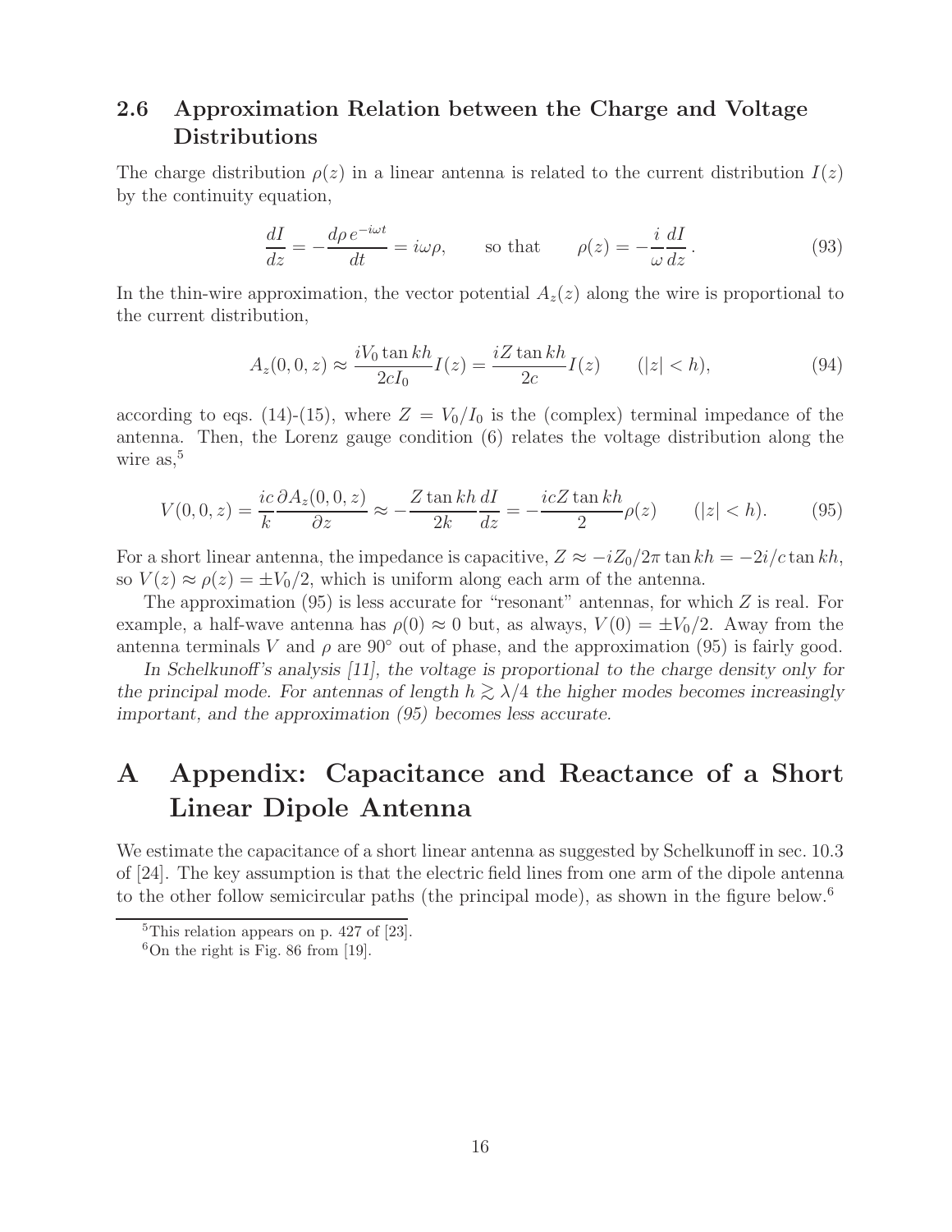## 2.6 Approximation Relation between the Charge and Voltage Distributions

The charge distribution $\rho(z)$ in a linear antenna is related to the current distribution $I(z)$ by the continuity equation,

$$\frac{dI}{dz} = -\frac{d\rho\, e^{-i\omega t}}{dt} = i\omega\rho, \qquad \text{so that} \qquad \rho(z) = -\frac{i}{\omega}\frac{dI}{dz}. \tag{93}$$

In the thin-wire approximation, the vector potential $A_z(z)$ along the wire is proportional to the current distribution,

$$A_z(0,0,z) \approx \frac{iV_0 \tan kh}{2cI_0} I(z) = \frac{iZ \tan kh}{2c} I(z) \qquad (|z| < h), \tag{94}$$

according to eqs. (14)-(15), where $Z = V_0/I_0$ is the (complex) terminal impedance of the antenna. Then, the Lorenz gauge condition (6) relates the voltage distribution along the wire as,[5]

$$V(0,0,z) = \frac{ic}{k}\frac{\partial A_z(0,0,z)}{\partial z} \approx -\frac{Z \tan kh}{2k}\frac{dI}{dz} = -\frac{icZ \tan kh}{2}\rho(z) \qquad (|z| < h). \tag{95}$$

For a short linear antenna, the impedance is capacitive, $Z \approx -iZ_0/2\pi \tan kh = -2i/c \tan kh$, so $V(z) \approx \rho(z) = \pm V_0/2$, which is uniform along each arm of the antenna.

The approximation (95) is less accurate for "resonant" antennas, for which $Z$ is real. For example, a half-wave antenna has $\rho(0) \approx 0$ but, as always, $V(0) = \pm V_0/2$. Away from the antenna terminals $V$ and $\rho$ are $90^\circ$ out of phase, and the approximation (95) is fairly good.

*In Schelkunoff's analysis [11], the voltage is proportional to the charge density only for the principal mode. For antennas of length $h \gtrsim \lambda/4$ the higher modes becomes increasingly important, and the approximation (95) becomes less accurate.*

# A Appendix: Capacitance and Reactance of a Short Linear Dipole Antenna

We estimate the capacitance of a short linear antenna as suggested by Schelkunoff in sec. 10.3 of [24]. The key assumption is that the electric field lines from one arm of the dipole antenna to the other follow semicircular paths (the principal mode), as shown in the figure below.[6]

[5] This relation appears on p. 427 of [23].

[6] On the right is Fig. 86 from [19].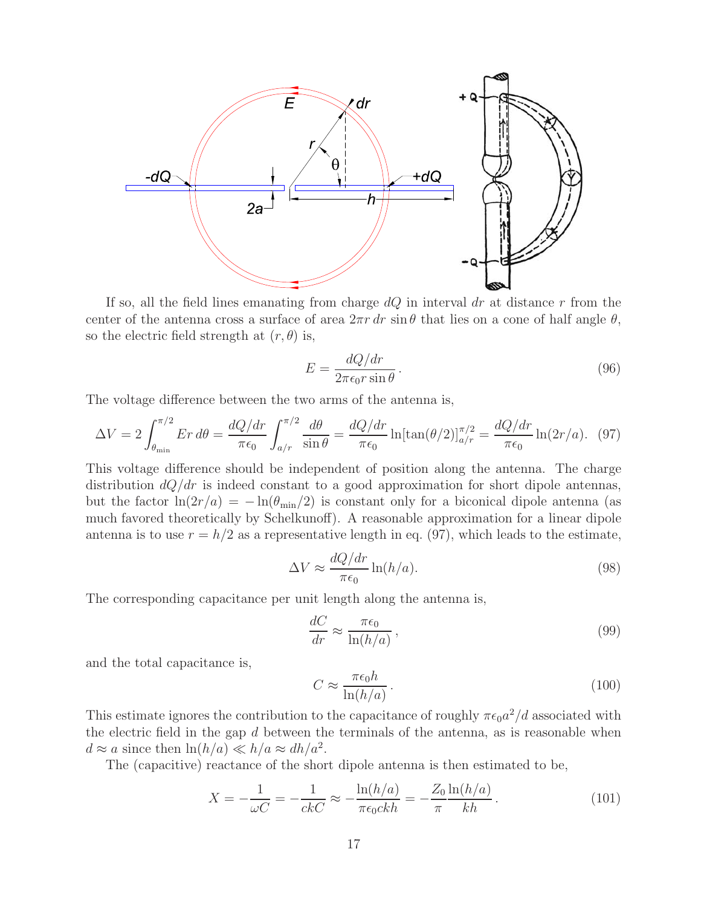E

dr

r

θ

-dQ

+dQ

2a

h

+Q

-Q

If so, all the field lines emanating from charge $dQ$ in interval $dr$ at distance $r$ from the center of the antenna cross a surface of area $2\pi r\, dr\, \sin\theta$ that lies on a cone of half angle $\theta$, so the electric field strength at $(r, \theta)$ is,

$$E = \frac{dQ/dr}{2\pi\epsilon_0 r \sin\theta}. \tag{96}$$

The voltage difference between the two arms of the antenna is,

$$\Delta V = 2\int_{\theta_{\min}}^{\pi/2} Er\, d\theta = \frac{dQ/dr}{\pi\epsilon_0}\int_{a/r}^{\pi/2} \frac{d\theta}{\sin\theta} = \frac{dQ/dr}{\pi\epsilon_0}\ln[\tan(\theta/2)]_{a/r}^{\pi/2} = \frac{dQ/dr}{\pi\epsilon_0}\ln(2r/a). \tag{97}$$

This voltage difference should be independent of position along the antenna. The charge distribution $dQ/dr$ is indeed constant to a good approximation for short dipole antennas, but the factor $\ln(2r/a) = -\ln(\theta_{\min}/2)$ is constant only for a biconical dipole antenna (as much favored theoretically by Schelkunoff). A reasonable approximation for a linear dipole antenna is to use $r = h/2$ as a representative length in eq. (97), which leads to the estimate,

$$\Delta V \approx \frac{dQ/dr}{\pi\epsilon_0}\ln(h/a). \tag{98}$$

The corresponding capacitance per unit length along the antenna is,

$$\frac{dC}{dr} \approx \frac{\pi\epsilon_0}{\ln(h/a)}, \tag{99}$$

and the total capacitance is,

$$C \approx \frac{\pi\epsilon_0 h}{\ln(h/a)}. \tag{100}$$

This estimate ignores the contribution to the capacitance of roughly $\pi\epsilon_0 a^2/d$ associated with the electric field in the gap $d$ between the terminals of the antenna, as is reasonable when $d \approx a$ since then $\ln(h/a) \ll h/a \approx dh/a^2$.

The (capacitive) reactance of the short dipole antenna is then estimated to be,

$$X = -\frac{1}{\omega C} = -\frac{1}{ckC} \approx -\frac{\ln(h/a)}{\pi\epsilon_0 ckh} = -\frac{Z_0}{\pi}\frac{\ln(h/a)}{kh}. \tag{101}$$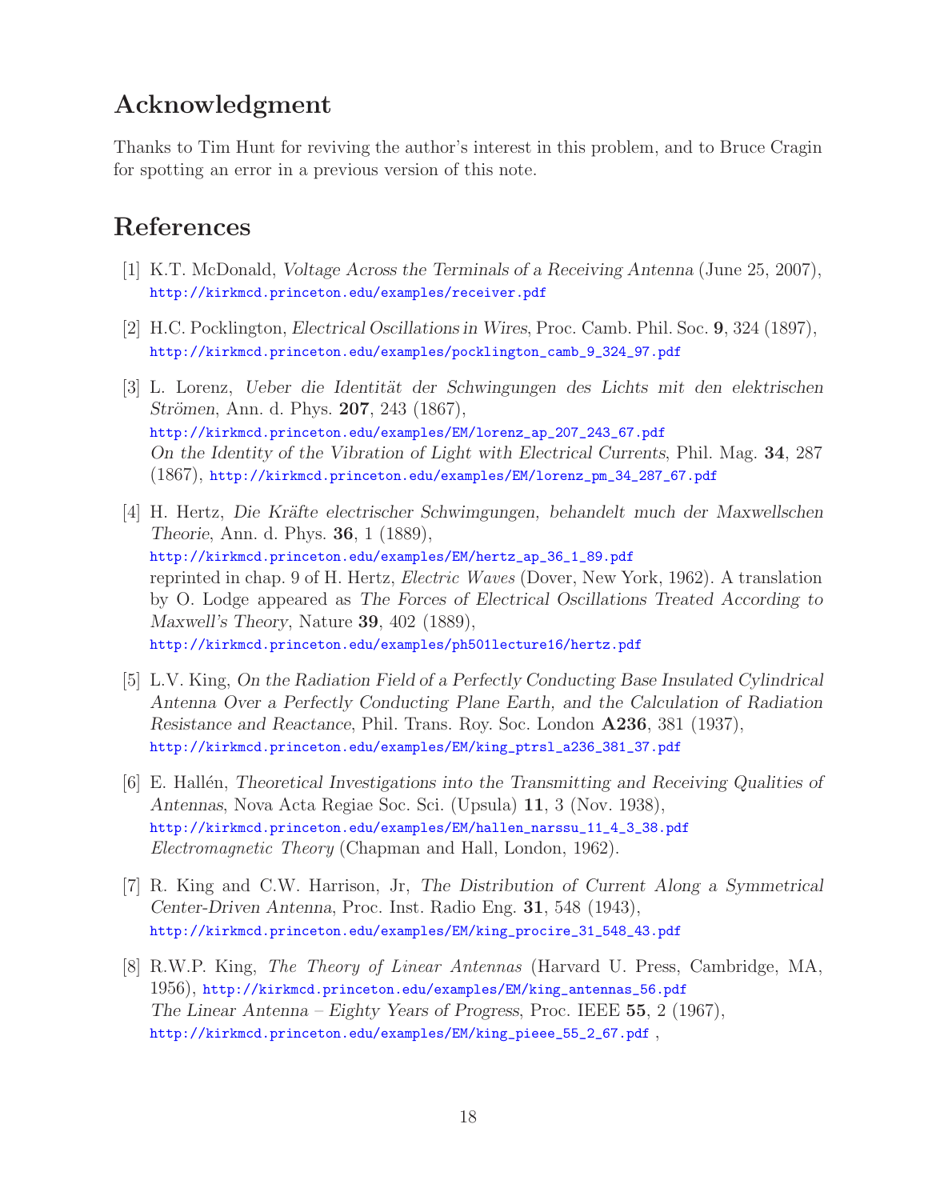## Acknowledgment

Thanks to Tim Hunt for reviving the author's interest in this problem, and to Bruce Cragin for spotting an error in a previous version of this note.

## References

[1] K.T. McDonald, *Voltage Across the Terminals of a Receiving Antenna* (June 25, 2007), http://kirkmcd.princeton.edu/examples/receiver.pdf

[2] H.C. Pocklington, *Electrical Oscillations in Wires*, Proc. Camb. Phil. Soc. **9**, 324 (1897), http://kirkmcd.princeton.edu/examples/pocklington_camb_9_324_97.pdf

[3] L. Lorenz, *Ueber die Identität der Schwingungen des Lichts mit den elektrischen Strömen*, Ann. d. Phys. **207**, 243 (1867), http://kirkmcd.princeton.edu/examples/EM/lorenz_ap_207_243_67.pdf
*On the Identity of the Vibration of Light with Electrical Currents*, Phil. Mag. **34**, 287 (1867), http://kirkmcd.princeton.edu/examples/EM/lorenz_pm_34_287_67.pdf

[4] H. Hertz, *Die Kräfte electrischer Schwimgungen, behandelt much der Maxwellschen Theorie*, Ann. d. Phys. **36**, 1 (1889), http://kirkmcd.princeton.edu/examples/EM/hertz_ap_36_1_89.pdf
reprinted in chap. 9 of H. Hertz, *Electric Waves* (Dover, New York, 1962). A translation by O. Lodge appeared as *The Forces of Electrical Oscillations Treated According to Maxwell's Theory*, Nature **39**, 402 (1889), http://kirkmcd.princeton.edu/examples/ph501lecture16/hertz.pdf

[5] L.V. King, *On the Radiation Field of a Perfectly Conducting Base Insulated Cylindrical Antenna Over a Perfectly Conducting Plane Earth, and the Calculation of Radiation Resistance and Reactance*, Phil. Trans. Roy. Soc. London **A236**, 381 (1937), http://kirkmcd.princeton.edu/examples/EM/king_ptrsl_a236_381_37.pdf

[6] E. Hallén, *Theoretical Investigations into the Transmitting and Receiving Qualities of Antennas*, Nova Acta Regiae Soc. Sci. (Upsula) **11**, 3 (Nov. 1938), http://kirkmcd.princeton.edu/examples/EM/hallen_narssu_11_4_3_38.pdf
*Electromagnetic Theory* (Chapman and Hall, London, 1962).

[7] R. King and C.W. Harrison, Jr, *The Distribution of Current Along a Symmetrical Center-Driven Antenna*, Proc. Inst. Radio Eng. **31**, 548 (1943), http://kirkmcd.princeton.edu/examples/EM/king_procire_31_548_43.pdf

[8] R.W.P. King, *The Theory of Linear Antennas* (Harvard U. Press, Cambridge, MA, 1956), http://kirkmcd.princeton.edu/examples/EM/king_antennas_56.pdf
*The Linear Antenna – Eighty Years of Progress*, Proc. IEEE **55**, 2 (1967), http://kirkmcd.princeton.edu/examples/EM/king_pieee_55_2_67.pdf ,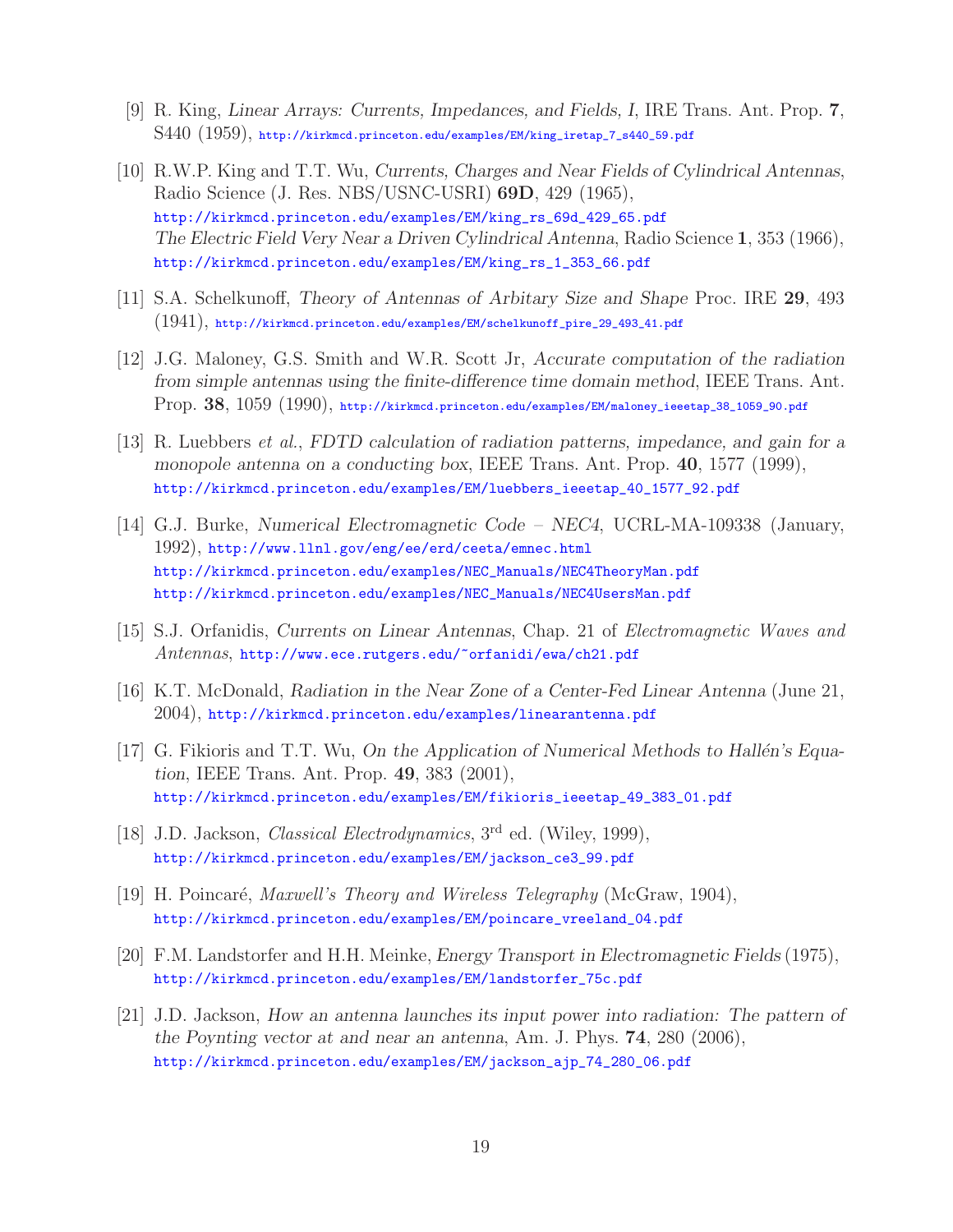[9] R. King, *Linear Arrays: Currents, Impedances, and Fields, I*, IRE Trans. Ant. Prop. **7**, S440 (1959), http://kirkmcd.princeton.edu/examples/EM/king_iretap_7_s440_59.pdf

[10] R.W.P. King and T.T. Wu, *Currents, Charges and Near Fields of Cylindrical Antennas*, Radio Science (J. Res. NBS/USNC-USRI) **69D**, 429 (1965), http://kirkmcd.princeton.edu/examples/EM/king_rs_69d_429_65.pdf
*The Electric Field Very Near a Driven Cylindrical Antenna*, Radio Science **1**, 353 (1966), http://kirkmcd.princeton.edu/examples/EM/king_rs_1_353_66.pdf

[11] S.A. Schelkunoff, *Theory of Antennas of Arbitary Size and Shape* Proc. IRE **29**, 493 (1941), http://kirkmcd.princeton.edu/examples/EM/schelkunoff_pire_29_493_41.pdf

[12] J.G. Maloney, G.S. Smith and W.R. Scott Jr, *Accurate computation of the radiation from simple antennas using the finite-difference time domain method*, IEEE Trans. Ant. Prop. **38**, 1059 (1990), http://kirkmcd.princeton.edu/examples/EM/maloney_ieeetap_38_1059_90.pdf

[13] R. Luebbers *et al.*, *FDTD calculation of radiation patterns, impedance, and gain for a monopole antenna on a conducting box*, IEEE Trans. Ant. Prop. **40**, 1577 (1999), http://kirkmcd.princeton.edu/examples/EM/luebbers_ieeetap_40_1577_92.pdf

[14] G.J. Burke, *Numerical Electromagnetic Code – NEC4*, UCRL-MA-109338 (January, 1992), http://www.llnl.gov/eng/ee/erd/ceeta/emnec.html
http://kirkmcd.princeton.edu/examples/NEC_Manuals/NEC4TheoryMan.pdf
http://kirkmcd.princeton.edu/examples/NEC_Manuals/NEC4UsersMan.pdf

[15] S.J. Orfanidis, *Currents on Linear Antennas*, Chap. 21 of *Electromagnetic Waves and Antennas*, http://www.ece.rutgers.edu/~orfanidi/ewa/ch21.pdf

[16] K.T. McDonald, *Radiation in the Near Zone of a Center-Fed Linear Antenna* (June 21, 2004), http://kirkmcd.princeton.edu/examples/linearantenna.pdf

[17] G. Fikioris and T.T. Wu, *On the Application of Numerical Methods to Hallén's Equation*, IEEE Trans. Ant. Prop. **49**, 383 (2001), http://kirkmcd.princeton.edu/examples/EM/fikioris_ieeetap_49_383_01.pdf

[18] J.D. Jackson, *Classical Electrodynamics*, 3rd ed. (Wiley, 1999), http://kirkmcd.princeton.edu/examples/EM/jackson_ce3_99.pdf

[19] H. Poincaré, *Maxwell's Theory and Wireless Telegraphy* (McGraw, 1904), http://kirkmcd.princeton.edu/examples/EM/poincare_vreeland_04.pdf

[20] F.M. Landstorfer and H.H. Meinke, *Energy Transport in Electromagnetic Fields* (1975), http://kirkmcd.princeton.edu/examples/EM/landstorfer_75c.pdf

[21] J.D. Jackson, *How an antenna launches its input power into radiation: The pattern of the Poynting vector at and near an antenna*, Am. J. Phys. **74**, 280 (2006), http://kirkmcd.princeton.edu/examples/EM/jackson_ajp_74_280_06.pdf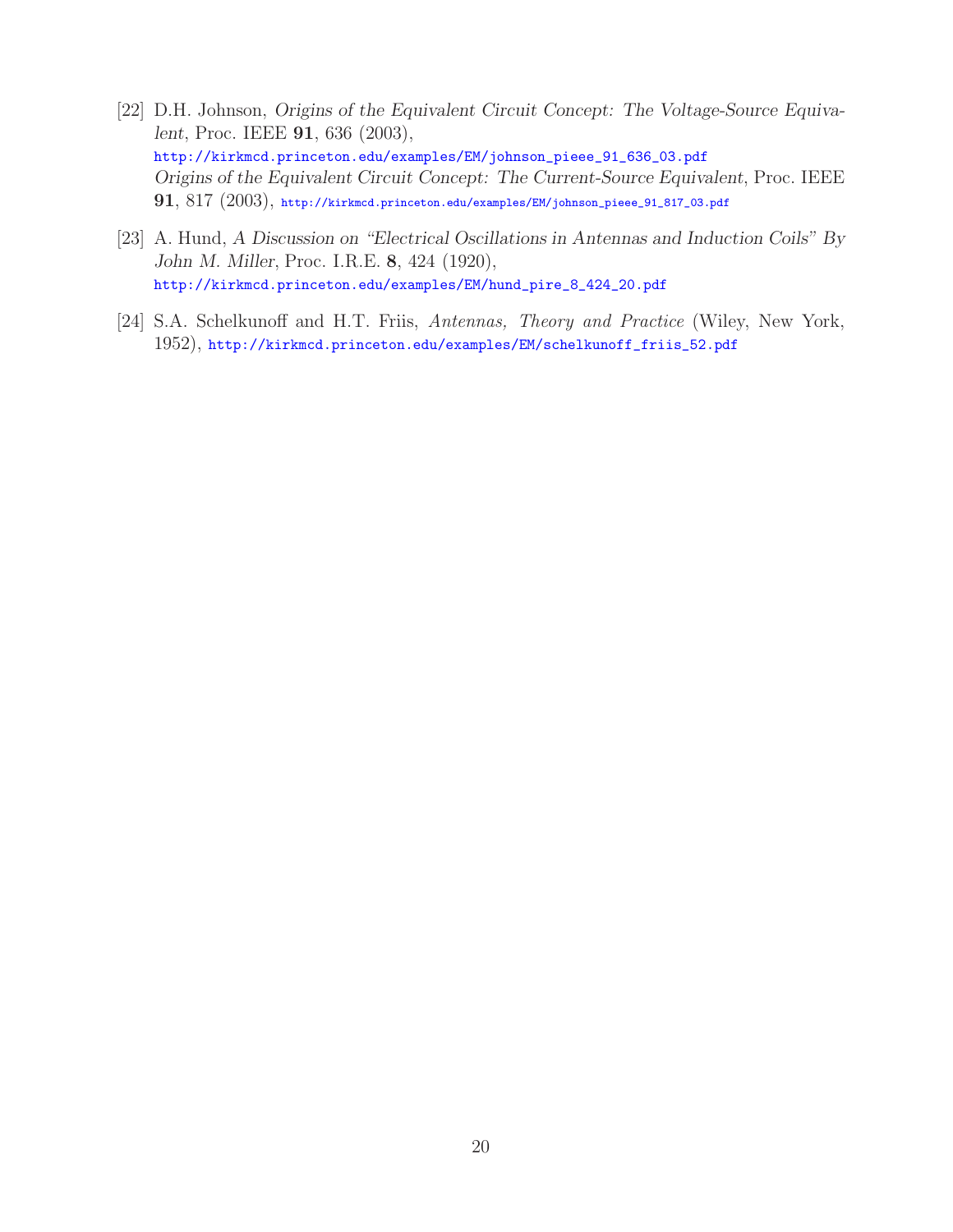[22] D.H. Johnson, *Origins of the Equivalent Circuit Concept: The Voltage-Source Equivalent*, Proc. IEEE **91**, 636 (2003),
http://kirkmcd.princeton.edu/examples/EM/johnson_pieee_91_636_03.pdf
*Origins of the Equivalent Circuit Concept: The Current-Source Equivalent*, Proc. IEEE **91**, 817 (2003), http://kirkmcd.princeton.edu/examples/EM/johnson_pieee_91_817_03.pdf

[23] A. Hund, *A Discussion on "Electrical Oscillations in Antennas and Induction Coils" By John M. Miller*, Proc. I.R.E. **8**, 424 (1920),
http://kirkmcd.princeton.edu/examples/EM/hund_pire_8_424_20.pdf

[24] S.A. Schelkunoff and H.T. Friis, *Antennas, Theory and Practice* (Wiley, New York, 1952), http://kirkmcd.princeton.edu/examples/EM/schelkunoff_friis_52.pdf